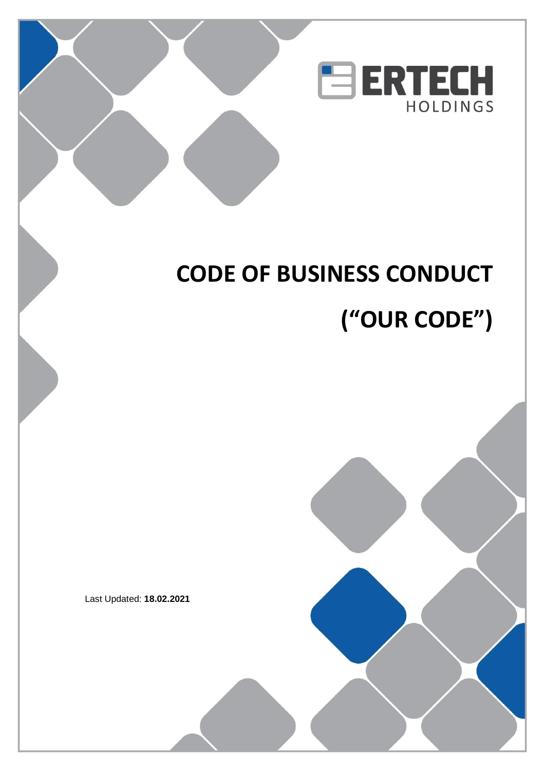ERTECH HOLDINGS

# CODE OF BUSINESS CONDUCT

# (“OUR CODE”)

Last Updated: **18.02.2021**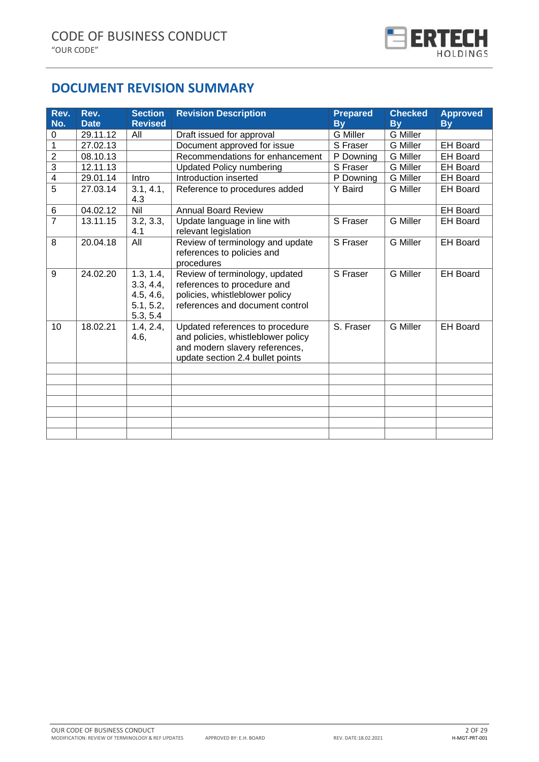## DOCUMENT REVISION SUMMARY

| Rev. No. | Rev. Date | Section Revised | Revision Description | Prepared By | Checked By | Approved By |
|---|---|---|---|---|---|---|
| 0 | 29.11.12 | All | Draft issued for approval | G Miller | G Miller | |
| 1 | 27.02.13 | | Document approved for issue | S Fraser | G Miller | EH Board |
| 2 | 08.10.13 | | Recommendations for enhancement | P Downing | G Miller | EH Board |
| 3 | 12.11.13 | | Updated Policy numbering | S Fraser | G Miller | EH Board |
| 4 | 29.01.14 | Intro | Introduction inserted | P Downing | G Miller | EH Board |
| 5 | 27.03.14 | 3.1, 4.1, 4.3 | Reference to procedures added | Y Baird | G Miller | EH Board |
| 6 | 04.02.12 | Nil | Annual Board Review | | | EH Board |
| 7 | 13.11.15 | 3.2, 3.3, 4.1 | Update language in line with relevant legislation | S Fraser | G Miller | EH Board |
| 8 | 20.04.18 | All | Review of terminology and update references to policies and procedures | S Fraser | G Miller | EH Board |
| 9 | 24.02.20 | 1.3, 1.4, 3.3, 4.4, 4.5, 4.6, 5.1, 5.2, 5.3, 5.4 | Review of terminology, updated references to procedure and policies, whistleblower policy references and document control | S Fraser | G Miller | EH Board |
| 10 | 18.02.21 | 1.4, 2.4, 4.6, | Updated references to procedure and policies, whistleblower policy and modern slavery references, update section 2.4 bullet points | S. Fraser | G Miller | EH Board |
| | | | | | | |
| | | | | | | |
| | | | | | | |
| | | | | | | |
| | | | | | | |
| | | | | | | |
| | | | | | | |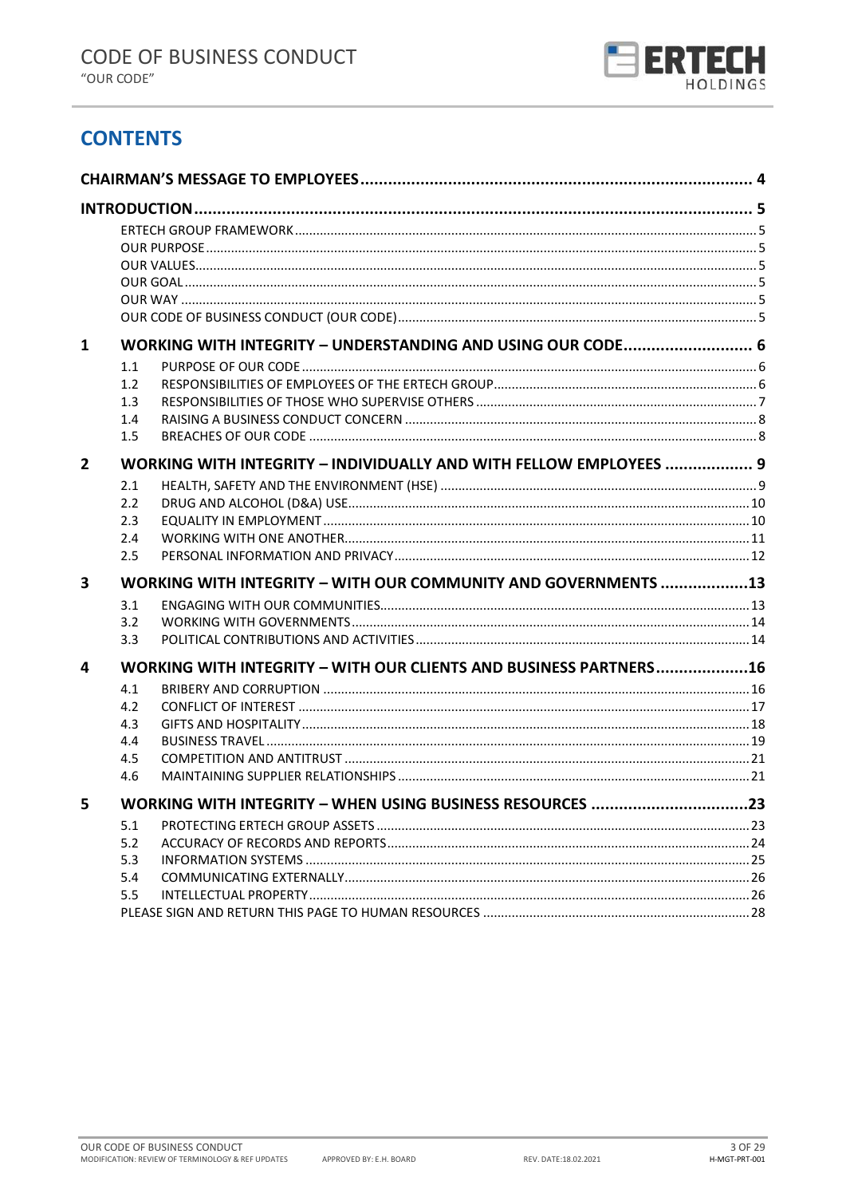## CONTENTS

**CHAIRMAN'S MESSAGE TO EMPLOYEES** .... 4

**INTRODUCTION** .... 5

- ERTECH GROUP FRAMEWORK .... 5
- OUR PURPOSE .... 5
- OUR VALUES .... 5
- OUR GOAL .... 5
- OUR WAY .... 5
- OUR CODE OF BUSINESS CONDUCT (OUR CODE) .... 5

**1 WORKING WITH INTEGRITY – UNDERSTANDING AND USING OUR CODE** .... 6

- 1.1 PURPOSE OF OUR CODE .... 6
- 1.2 RESPONSIBILITIES OF EMPLOYEES OF THE ERTECH GROUP .... 6
- 1.3 RESPONSIBILITIES OF THOSE WHO SUPERVISE OTHERS .... 7
- 1.4 RAISING A BUSINESS CONDUCT CONCERN .... 8
- 1.5 BREACHES OF OUR CODE .... 8

**2 WORKING WITH INTEGRITY – INDIVIDUALLY AND WITH FELLOW EMPLOYEES** .... 9

- 2.1 HEALTH, SAFETY AND THE ENVIRONMENT (HSE) .... 9
- 2.2 DRUG AND ALCOHOL (D&A) USE .... 10
- 2.3 EQUALITY IN EMPLOYMENT .... 10
- 2.4 WORKING WITH ONE ANOTHER .... 11
- 2.5 PERSONAL INFORMATION AND PRIVACY .... 12

**3 WORKING WITH INTEGRITY – WITH OUR COMMUNITY AND GOVERNMENTS** .... 13

- 3.1 ENGAGING WITH OUR COMMUNITIES .... 13
- 3.2 WORKING WITH GOVERNMENTS .... 14
- 3.3 POLITICAL CONTRIBUTIONS AND ACTIVITIES .... 14

**4 WORKING WITH INTEGRITY – WITH OUR CLIENTS AND BUSINESS PARTNERS** .... 16

- 4.1 BRIBERY AND CORRUPTION .... 16
- 4.2 CONFLICT OF INTEREST .... 17
- 4.3 GIFTS AND HOSPITALITY .... 18
- 4.4 BUSINESS TRAVEL .... 19
- 4.5 COMPETITION AND ANTITRUST .... 21
- 4.6 MAINTAINING SUPPLIER RELATIONSHIPS .... 21

**5 WORKING WITH INTEGRITY – WHEN USING BUSINESS RESOURCES** .... 23

- 5.1 PROTECTING ERTECH GROUP ASSETS .... 23
- 5.2 ACCURACY OF RECORDS AND REPORTS .... 24
- 5.3 INFORMATION SYSTEMS .... 25
- 5.4 COMMUNICATING EXTERNALLY .... 26
- 5.5 INTELLECTUAL PROPERTY .... 26

PLEASE SIGN AND RETURN THIS PAGE TO HUMAN RESOURCES .... 28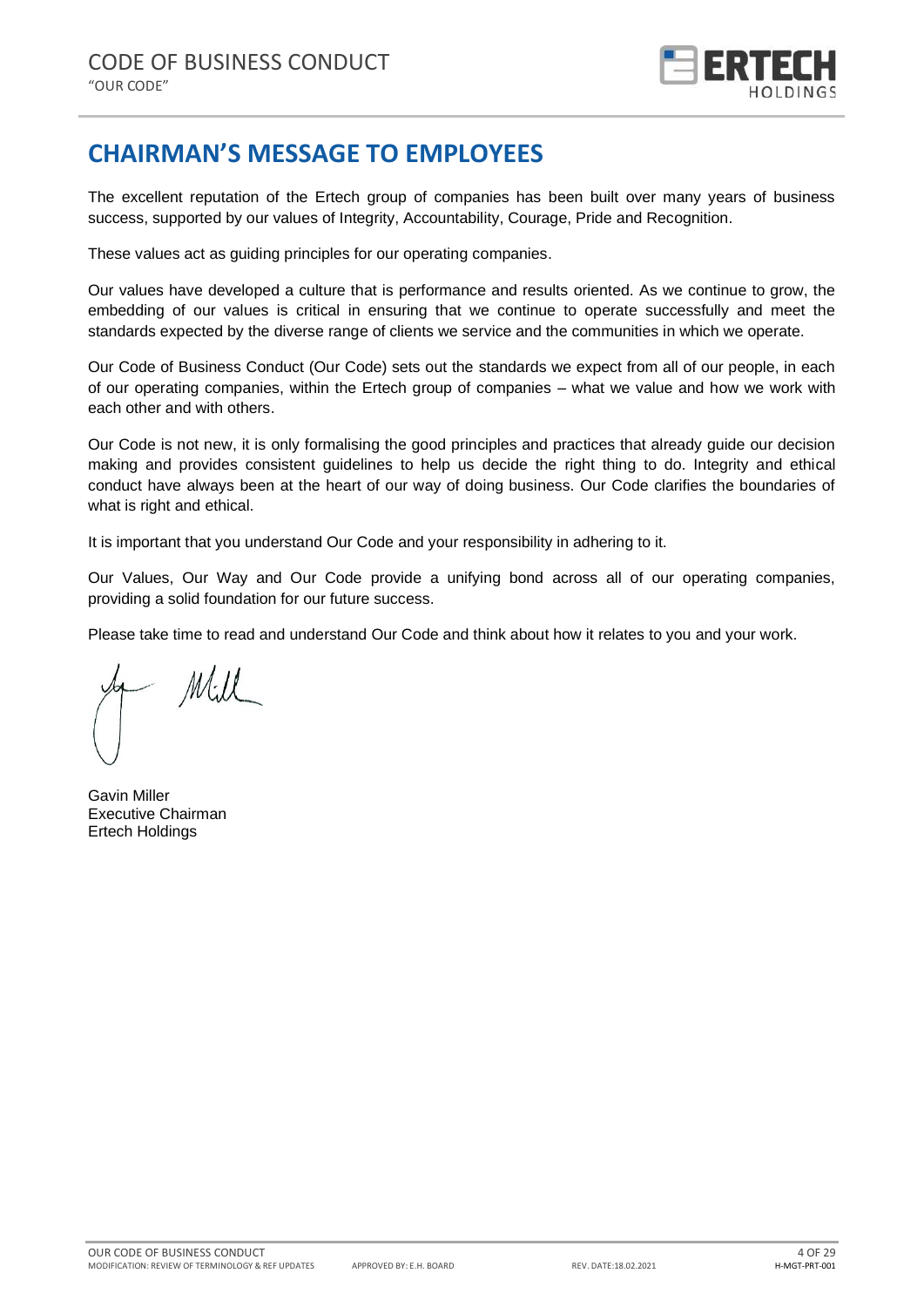## CHAIRMAN'S MESSAGE TO EMPLOYEES

The excellent reputation of the Ertech group of companies has been built over many years of business success, supported by our values of Integrity, Accountability, Courage, Pride and Recognition.

These values act as guiding principles for our operating companies.

Our values have developed a culture that is performance and results oriented. As we continue to grow, the embedding of our values is critical in ensuring that we continue to operate successfully and meet the standards expected by the diverse range of clients we service and the communities in which we operate.

Our Code of Business Conduct (Our Code) sets out the standards we expect from all of our people, in each of our operating companies, within the Ertech group of companies – what we value and how we work with each other and with others.

Our Code is not new, it is only formalising the good principles and practices that already guide our decision making and provides consistent guidelines to help us decide the right thing to do. Integrity and ethical conduct have always been at the heart of our way of doing business. Our Code clarifies the boundaries of what is right and ethical.

It is important that you understand Our Code and your responsibility in adhering to it.

Our Values, Our Way and Our Code provide a unifying bond across all of our operating companies, providing a solid foundation for our future success.

Please take time to read and understand Our Code and think about how it relates to you and your work.

Gavin Miller
Executive Chairman
Ertech Holdings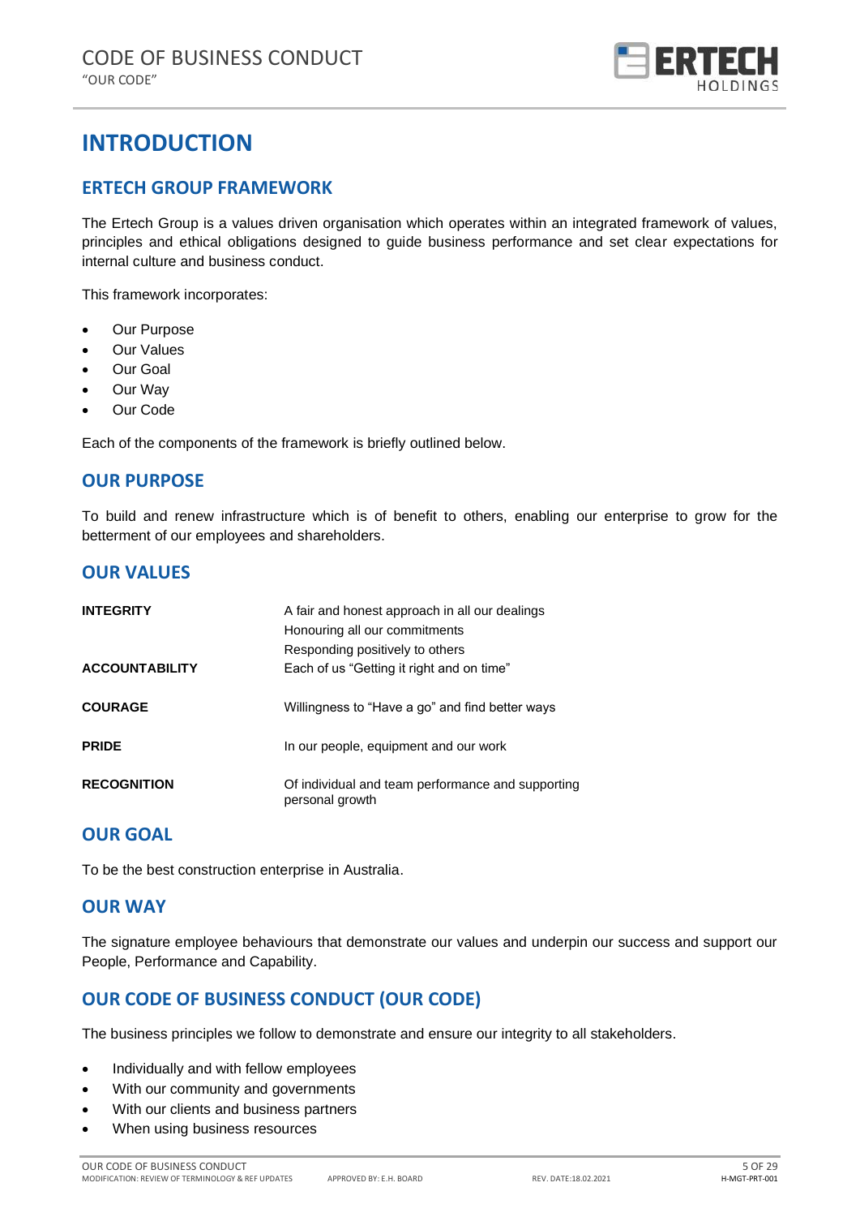# INTRODUCTION

## ERTECH GROUP FRAMEWORK

The Ertech Group is a values driven organisation which operates within an integrated framework of values, principles and ethical obligations designed to guide business performance and set clear expectations for internal culture and business conduct.

This framework incorporates:

- Our Purpose
- Our Values
- Our Goal
- Our Way
- Our Code

Each of the components of the framework is briefly outlined below.

## OUR PURPOSE

To build and renew infrastructure which is of benefit to others, enabling our enterprise to grow for the betterment of our employees and shareholders.

## OUR VALUES

| | |
|---|---|
| **INTEGRITY** | A fair and honest approach in all our dealings<br>Honouring all our commitments<br>Responding positively to others |
| **ACCOUNTABILITY** | Each of us "Getting it right and on time" |
| **COURAGE** | Willingness to "Have a go" and find better ways |
| **PRIDE** | In our people, equipment and our work |
| **RECOGNITION** | Of individual and team performance and supporting personal growth |

## OUR GOAL

To be the best construction enterprise in Australia.

## OUR WAY

The signature employee behaviours that demonstrate our values and underpin our success and support our People, Performance and Capability.

## OUR CODE OF BUSINESS CONDUCT (OUR CODE)

The business principles we follow to demonstrate and ensure our integrity to all stakeholders.

- Individually and with fellow employees
- With our community and governments
- With our clients and business partners
- When using business resources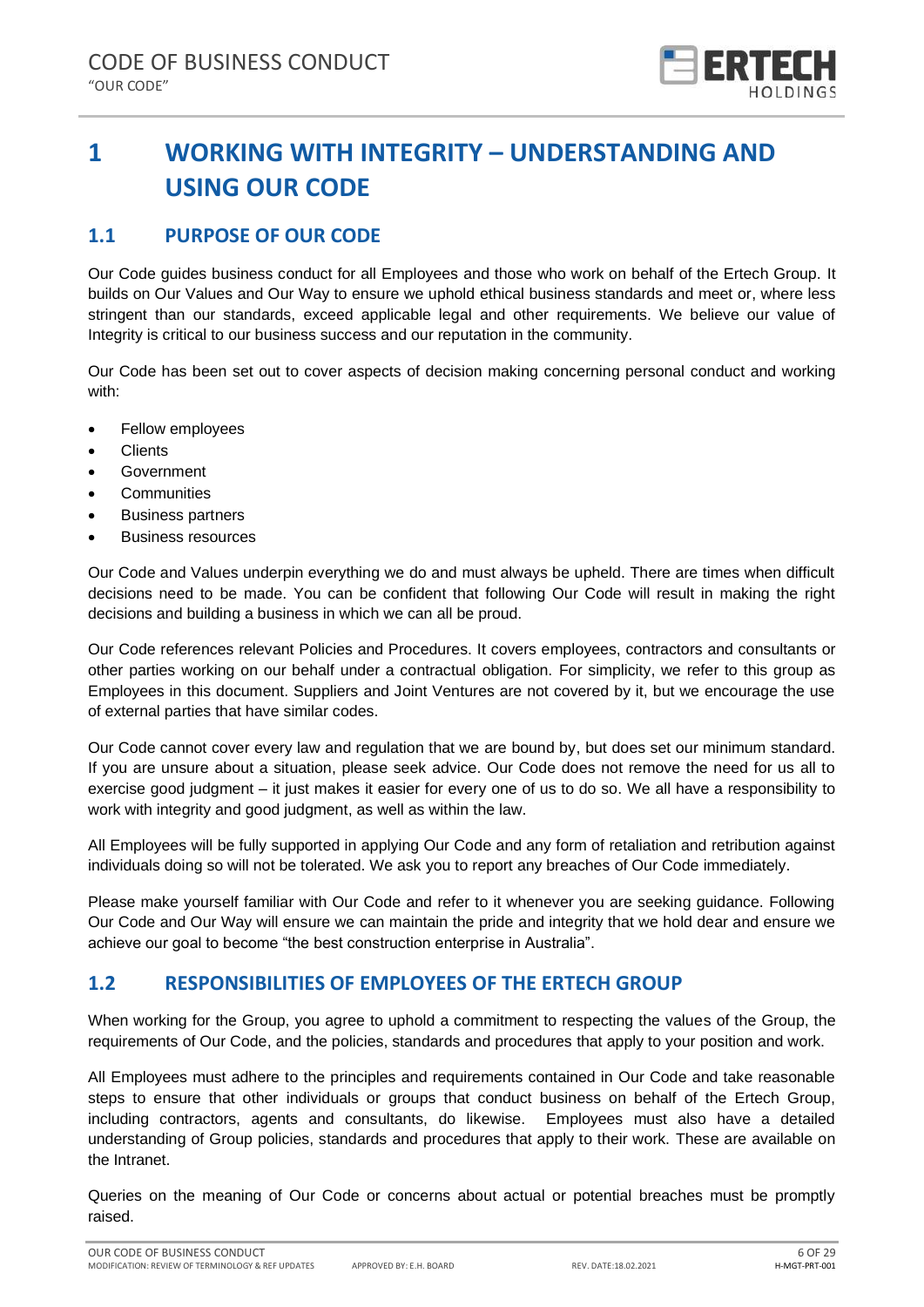# 1 WORKING WITH INTEGRITY – UNDERSTANDING AND USING OUR CODE

## 1.1 PURPOSE OF OUR CODE

Our Code guides business conduct for all Employees and those who work on behalf of the Ertech Group. It builds on Our Values and Our Way to ensure we uphold ethical business standards and meet or, where less stringent than our standards, exceed applicable legal and other requirements. We believe our value of Integrity is critical to our business success and our reputation in the community.

Our Code has been set out to cover aspects of decision making concerning personal conduct and working with:

- Fellow employees
- Clients
- Government
- Communities
- Business partners
- Business resources

Our Code and Values underpin everything we do and must always be upheld. There are times when difficult decisions need to be made. You can be confident that following Our Code will result in making the right decisions and building a business in which we can all be proud.

Our Code references relevant Policies and Procedures. It covers employees, contractors and consultants or other parties working on our behalf under a contractual obligation. For simplicity, we refer to this group as Employees in this document. Suppliers and Joint Ventures are not covered by it, but we encourage the use of external parties that have similar codes.

Our Code cannot cover every law and regulation that we are bound by, but does set our minimum standard. If you are unsure about a situation, please seek advice. Our Code does not remove the need for us all to exercise good judgment – it just makes it easier for every one of us to do so. We all have a responsibility to work with integrity and good judgment, as well as within the law.

All Employees will be fully supported in applying Our Code and any form of retaliation and retribution against individuals doing so will not be tolerated. We ask you to report any breaches of Our Code immediately.

Please make yourself familiar with Our Code and refer to it whenever you are seeking guidance. Following Our Code and Our Way will ensure we can maintain the pride and integrity that we hold dear and ensure we achieve our goal to become "the best construction enterprise in Australia".

## 1.2 RESPONSIBILITIES OF EMPLOYEES OF THE ERTECH GROUP

When working for the Group, you agree to uphold a commitment to respecting the values of the Group, the requirements of Our Code, and the policies, standards and procedures that apply to your position and work.

All Employees must adhere to the principles and requirements contained in Our Code and take reasonable steps to ensure that other individuals or groups that conduct business on behalf of the Ertech Group, including contractors, agents and consultants, do likewise. Employees must also have a detailed understanding of Group policies, standards and procedures that apply to their work. These are available on the Intranet.

Queries on the meaning of Our Code or concerns about actual or potential breaches must be promptly raised.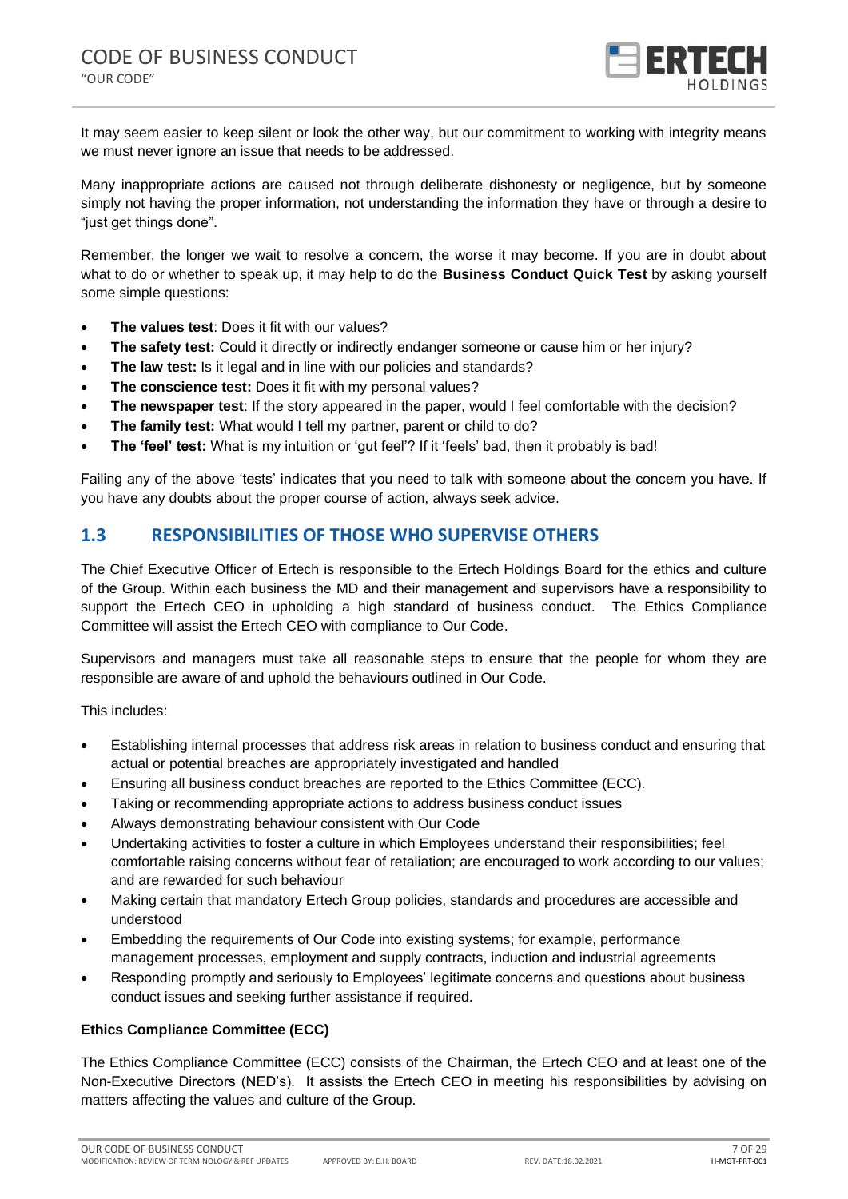It may seem easier to keep silent or look the other way, but our commitment to working with integrity means we must never ignore an issue that needs to be addressed.

Many inappropriate actions are caused not through deliberate dishonesty or negligence, but by someone simply not having the proper information, not understanding the information they have or through a desire to "just get things done".

Remember, the longer we wait to resolve a concern, the worse it may become. If you are in doubt about what to do or whether to speak up, it may help to do the **Business Conduct Quick Test** by asking yourself some simple questions:

- **The values test**: Does it fit with our values?
- **The safety test:** Could it directly or indirectly endanger someone or cause him or her injury?
- **The law test:** Is it legal and in line with our policies and standards?
- **The conscience test:** Does it fit with my personal values?
- **The newspaper test**: If the story appeared in the paper, would I feel comfortable with the decision?
- **The family test:** What would I tell my partner, parent or child to do?
- **The 'feel' test:** What is my intuition or 'gut feel'? If it 'feels' bad, then it probably is bad!

Failing any of the above 'tests' indicates that you need to talk with someone about the concern you have. If you have any doubts about the proper course of action, always seek advice.

## 1.3 RESPONSIBILITIES OF THOSE WHO SUPERVISE OTHERS

The Chief Executive Officer of Ertech is responsible to the Ertech Holdings Board for the ethics and culture of the Group. Within each business the MD and their management and supervisors have a responsibility to support the Ertech CEO in upholding a high standard of business conduct. The Ethics Compliance Committee will assist the Ertech CEO with compliance to Our Code.

Supervisors and managers must take all reasonable steps to ensure that the people for whom they are responsible are aware of and uphold the behaviours outlined in Our Code.

This includes:

- Establishing internal processes that address risk areas in relation to business conduct and ensuring that actual or potential breaches are appropriately investigated and handled
- Ensuring all business conduct breaches are reported to the Ethics Committee (ECC).
- Taking or recommending appropriate actions to address business conduct issues
- Always demonstrating behaviour consistent with Our Code
- Undertaking activities to foster a culture in which Employees understand their responsibilities; feel comfortable raising concerns without fear of retaliation; are encouraged to work according to our values; and are rewarded for such behaviour
- Making certain that mandatory Ertech Group policies, standards and procedures are accessible and understood
- Embedding the requirements of Our Code into existing systems; for example, performance management processes, employment and supply contracts, induction and industrial agreements
- Responding promptly and seriously to Employees' legitimate concerns and questions about business conduct issues and seeking further assistance if required.

**Ethics Compliance Committee (ECC)**

The Ethics Compliance Committee (ECC) consists of the Chairman, the Ertech CEO and at least one of the Non-Executive Directors (NED's). It assists the Ertech CEO in meeting his responsibilities by advising on matters affecting the values and culture of the Group.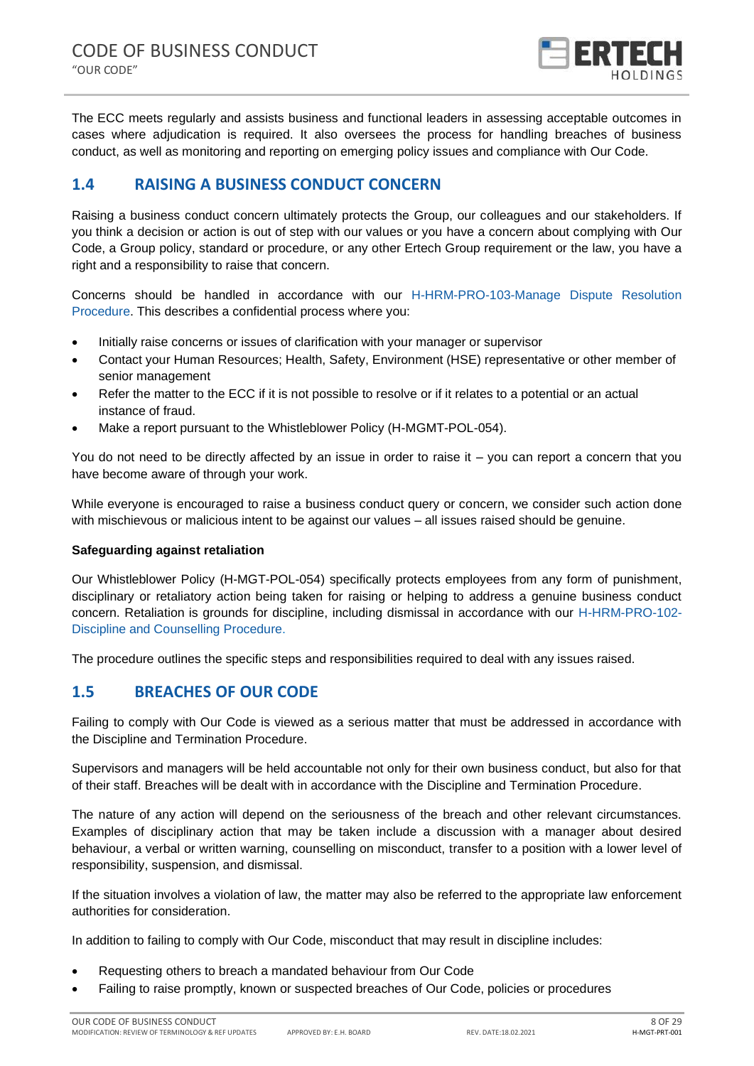The ECC meets regularly and assists business and functional leaders in assessing acceptable outcomes in cases where adjudication is required. It also oversees the process for handling breaches of business conduct, as well as monitoring and reporting on emerging policy issues and compliance with Our Code.

## 1.4 RAISING A BUSINESS CONDUCT CONCERN

Raising a business conduct concern ultimately protects the Group, our colleagues and our stakeholders. If you think a decision or action is out of step with our values or you have a concern about complying with Our Code, a Group policy, standard or procedure, or any other Ertech Group requirement or the law, you have a right and a responsibility to raise that concern.

Concerns should be handled in accordance with our H-HRM-PRO-103-Manage Dispute Resolution Procedure. This describes a confidential process where you:

- Initially raise concerns or issues of clarification with your manager or supervisor
- Contact your Human Resources; Health, Safety, Environment (HSE) representative or other member of senior management
- Refer the matter to the ECC if it is not possible to resolve or if it relates to a potential or an actual instance of fraud.
- Make a report pursuant to the Whistleblower Policy (H-MGMT-POL-054).

You do not need to be directly affected by an issue in order to raise it – you can report a concern that you have become aware of through your work.

While everyone is encouraged to raise a business conduct query or concern, we consider such action done with mischievous or malicious intent to be against our values – all issues raised should be genuine.

**Safeguarding against retaliation**

Our Whistleblower Policy (H-MGT-POL-054) specifically protects employees from any form of punishment, disciplinary or retaliatory action being taken for raising or helping to address a genuine business conduct concern. Retaliation is grounds for discipline, including dismissal in accordance with our H-HRM-PRO-102-Discipline and Counselling Procedure.

The procedure outlines the specific steps and responsibilities required to deal with any issues raised.

## 1.5 BREACHES OF OUR CODE

Failing to comply with Our Code is viewed as a serious matter that must be addressed in accordance with the Discipline and Termination Procedure.

Supervisors and managers will be held accountable not only for their own business conduct, but also for that of their staff. Breaches will be dealt with in accordance with the Discipline and Termination Procedure.

The nature of any action will depend on the seriousness of the breach and other relevant circumstances. Examples of disciplinary action that may be taken include a discussion with a manager about desired behaviour, a verbal or written warning, counselling on misconduct, transfer to a position with a lower level of responsibility, suspension, and dismissal.

If the situation involves a violation of law, the matter may also be referred to the appropriate law enforcement authorities for consideration.

In addition to failing to comply with Our Code, misconduct that may result in discipline includes:

- Requesting others to breach a mandated behaviour from Our Code
- Failing to raise promptly, known or suspected breaches of Our Code, policies or procedures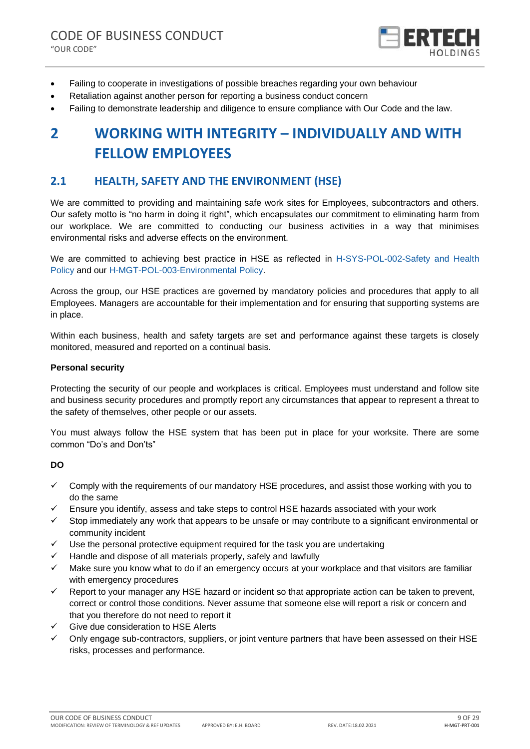- Failing to cooperate in investigations of possible breaches regarding your own behaviour
- Retaliation against another person for reporting a business conduct concern
- Failing to demonstrate leadership and diligence to ensure compliance with Our Code and the law.

# 2 WORKING WITH INTEGRITY – INDIVIDUALLY AND WITH FELLOW EMPLOYEES

## 2.1 HEALTH, SAFETY AND THE ENVIRONMENT (HSE)

We are committed to providing and maintaining safe work sites for Employees, subcontractors and others. Our safety motto is "no harm in doing it right", which encapsulates our commitment to eliminating harm from our workplace. We are committed to conducting our business activities in a way that minimises environmental risks and adverse effects on the environment.

We are committed to achieving best practice in HSE as reflected in H-SYS-POL-002-Safety and Health Policy and our H-MGT-POL-003-Environmental Policy.

Across the group, our HSE practices are governed by mandatory policies and procedures that apply to all Employees. Managers are accountable for their implementation and for ensuring that supporting systems are in place.

Within each business, health and safety targets are set and performance against these targets is closely monitored, measured and reported on a continual basis.

**Personal security**

Protecting the security of our people and workplaces is critical. Employees must understand and follow site and business security procedures and promptly report any circumstances that appear to represent a threat to the safety of themselves, other people or our assets.

You must always follow the HSE system that has been put in place for your worksite. There are some common "Do's and Don'ts"

**DO**

- ✓ Comply with the requirements of our mandatory HSE procedures, and assist those working with you to do the same
- ✓ Ensure you identify, assess and take steps to control HSE hazards associated with your work
- ✓ Stop immediately any work that appears to be unsafe or may contribute to a significant environmental or community incident
- ✓ Use the personal protective equipment required for the task you are undertaking
- ✓ Handle and dispose of all materials properly, safely and lawfully
- ✓ Make sure you know what to do if an emergency occurs at your workplace and that visitors are familiar with emergency procedures
- ✓ Report to your manager any HSE hazard or incident so that appropriate action can be taken to prevent, correct or control those conditions. Never assume that someone else will report a risk or concern and that you therefore do not need to report it
- ✓ Give due consideration to HSE Alerts
- ✓ Only engage sub-contractors, suppliers, or joint venture partners that have been assessed on their HSE risks, processes and performance.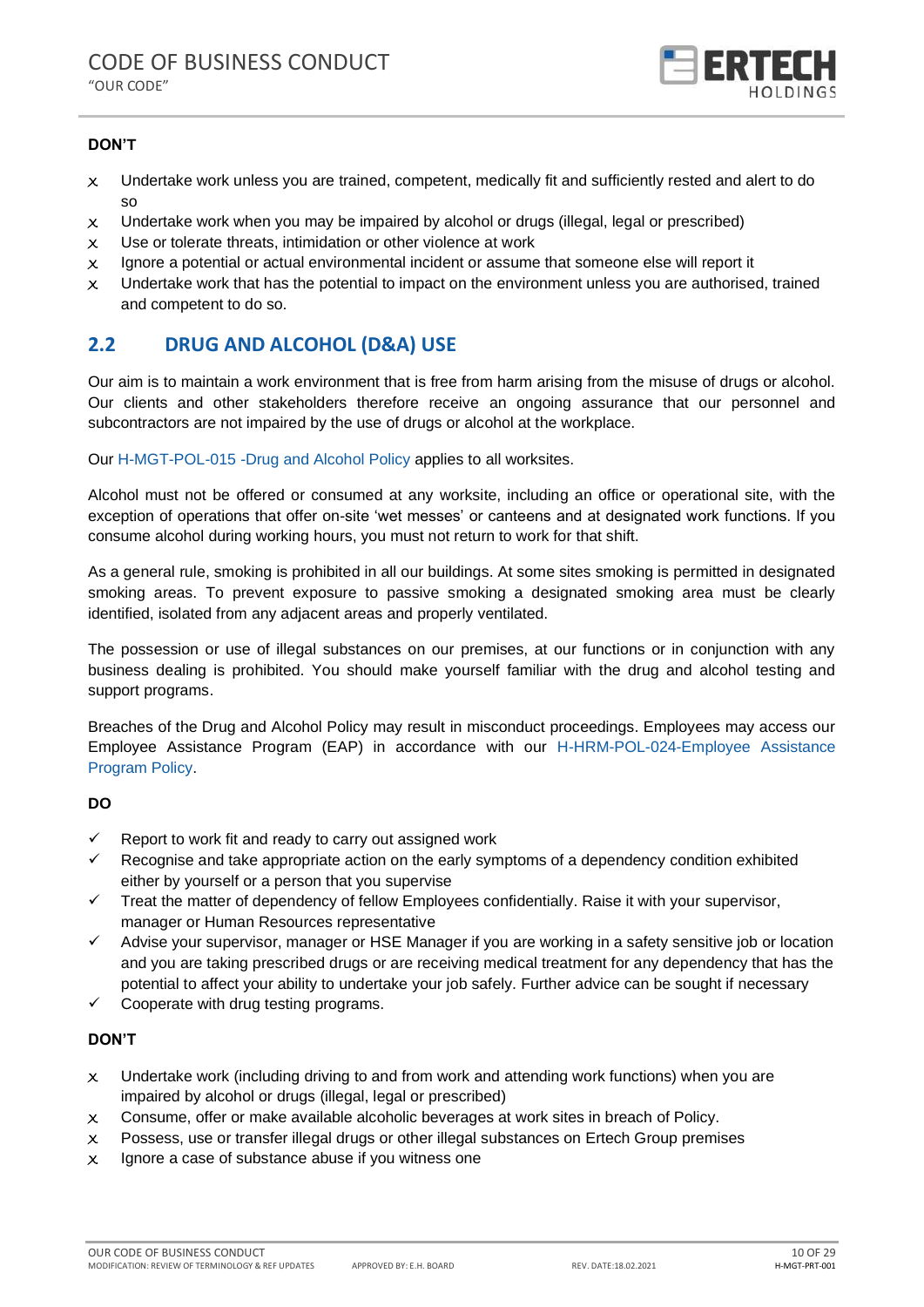**DON'T**

- ✗ Undertake work unless you are trained, competent, medically fit and sufficiently rested and alert to do so
- ✗ Undertake work when you may be impaired by alcohol or drugs (illegal, legal or prescribed)
- ✗ Use or tolerate threats, intimidation or other violence at work
- ✗ Ignore a potential or actual environmental incident or assume that someone else will report it
- ✗ Undertake work that has the potential to impact on the environment unless you are authorised, trained and competent to do so.

## 2.2 DRUG AND ALCOHOL (D&A) USE

Our aim is to maintain a work environment that is free from harm arising from the misuse of drugs or alcohol. Our clients and other stakeholders therefore receive an ongoing assurance that our personnel and subcontractors are not impaired by the use of drugs or alcohol at the workplace.

Our H-MGT-POL-015 -Drug and Alcohol Policy applies to all worksites.

Alcohol must not be offered or consumed at any worksite, including an office or operational site, with the exception of operations that offer on-site 'wet messes' or canteens and at designated work functions. If you consume alcohol during working hours, you must not return to work for that shift.

As a general rule, smoking is prohibited in all our buildings. At some sites smoking is permitted in designated smoking areas. To prevent exposure to passive smoking a designated smoking area must be clearly identified, isolated from any adjacent areas and properly ventilated.

The possession or use of illegal substances on our premises, at our functions or in conjunction with any business dealing is prohibited. You should make yourself familiar with the drug and alcohol testing and support programs.

Breaches of the Drug and Alcohol Policy may result in misconduct proceedings. Employees may access our Employee Assistance Program (EAP) in accordance with our H-HRM-POL-024-Employee Assistance Program Policy.

**DO**

- ✓ Report to work fit and ready to carry out assigned work
- ✓ Recognise and take appropriate action on the early symptoms of a dependency condition exhibited either by yourself or a person that you supervise
- ✓ Treat the matter of dependency of fellow Employees confidentially. Raise it with your supervisor, manager or Human Resources representative
- ✓ Advise your supervisor, manager or HSE Manager if you are working in a safety sensitive job or location and you are taking prescribed drugs or are receiving medical treatment for any dependency that has the potential to affect your ability to undertake your job safely. Further advice can be sought if necessary
- ✓ Cooperate with drug testing programs.

**DON'T**

- ✗ Undertake work (including driving to and from work and attending work functions) when you are impaired by alcohol or drugs (illegal, legal or prescribed)
- ✗ Consume, offer or make available alcoholic beverages at work sites in breach of Policy.
- ✗ Possess, use or transfer illegal drugs or other illegal substances on Ertech Group premises
- ✗ Ignore a case of substance abuse if you witness one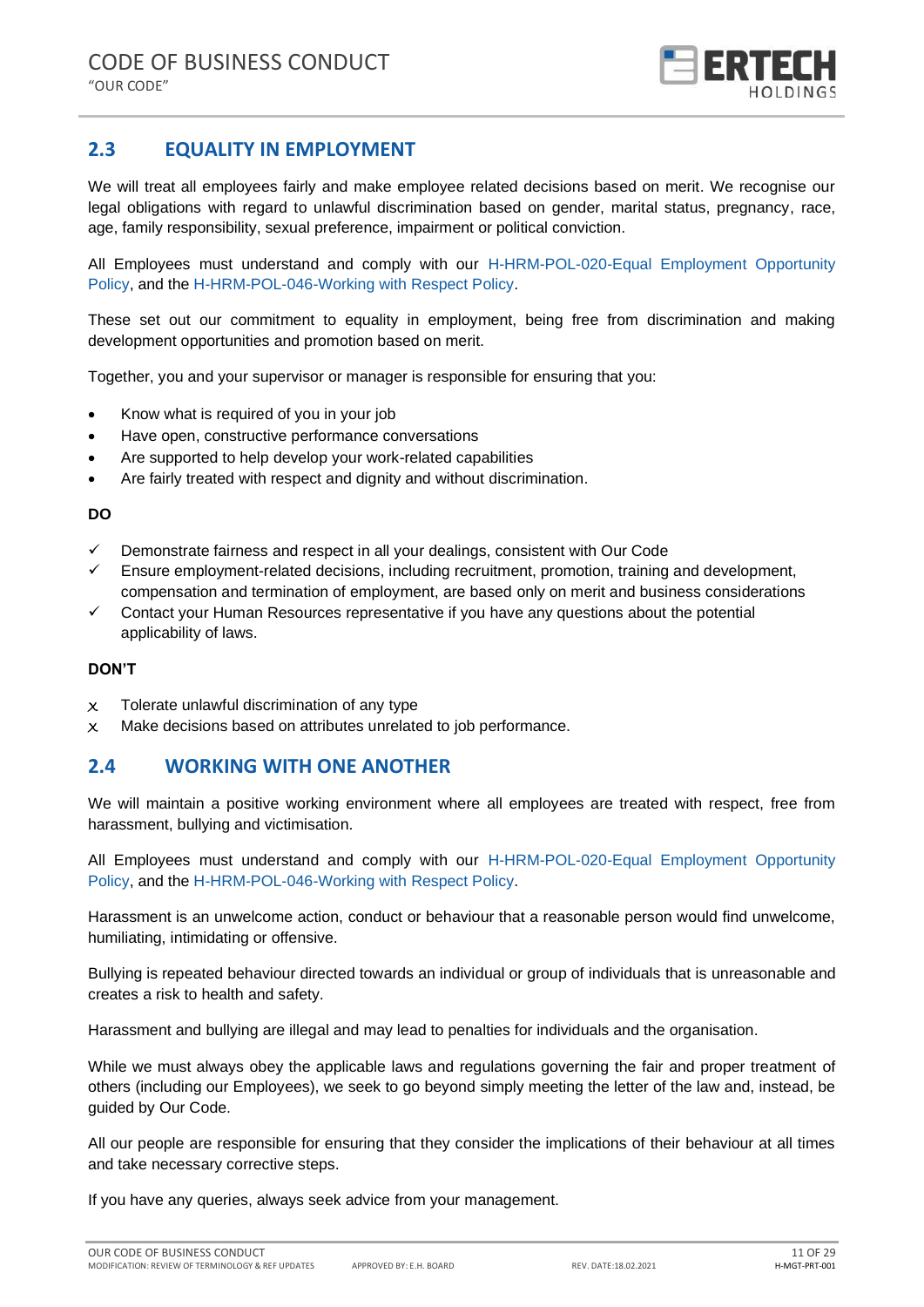## 2.3 EQUALITY IN EMPLOYMENT

We will treat all employees fairly and make employee related decisions based on merit. We recognise our legal obligations with regard to unlawful discrimination based on gender, marital status, pregnancy, race, age, family responsibility, sexual preference, impairment or political conviction.

All Employees must understand and comply with our H-HRM-POL-020-Equal Employment Opportunity Policy, and the H-HRM-POL-046-Working with Respect Policy.

These set out our commitment to equality in employment, being free from discrimination and making development opportunities and promotion based on merit.

Together, you and your supervisor or manager is responsible for ensuring that you:

- Know what is required of you in your job
- Have open, constructive performance conversations
- Are supported to help develop your work-related capabilities
- Are fairly treated with respect and dignity and without discrimination.

**DO**

- ✓ Demonstrate fairness and respect in all your dealings, consistent with Our Code
- ✓ Ensure employment-related decisions, including recruitment, promotion, training and development, compensation and termination of employment, are based only on merit and business considerations
- ✓ Contact your Human Resources representative if you have any questions about the potential applicability of laws.

**DON'T**

- x Tolerate unlawful discrimination of any type
- x Make decisions based on attributes unrelated to job performance.

## 2.4 WORKING WITH ONE ANOTHER

We will maintain a positive working environment where all employees are treated with respect, free from harassment, bullying and victimisation.

All Employees must understand and comply with our H-HRM-POL-020-Equal Employment Opportunity Policy, and the H-HRM-POL-046-Working with Respect Policy.

Harassment is an unwelcome action, conduct or behaviour that a reasonable person would find unwelcome, humiliating, intimidating or offensive.

Bullying is repeated behaviour directed towards an individual or group of individuals that is unreasonable and creates a risk to health and safety.

Harassment and bullying are illegal and may lead to penalties for individuals and the organisation.

While we must always obey the applicable laws and regulations governing the fair and proper treatment of others (including our Employees), we seek to go beyond simply meeting the letter of the law and, instead, be guided by Our Code.

All our people are responsible for ensuring that they consider the implications of their behaviour at all times and take necessary corrective steps.

If you have any queries, always seek advice from your management.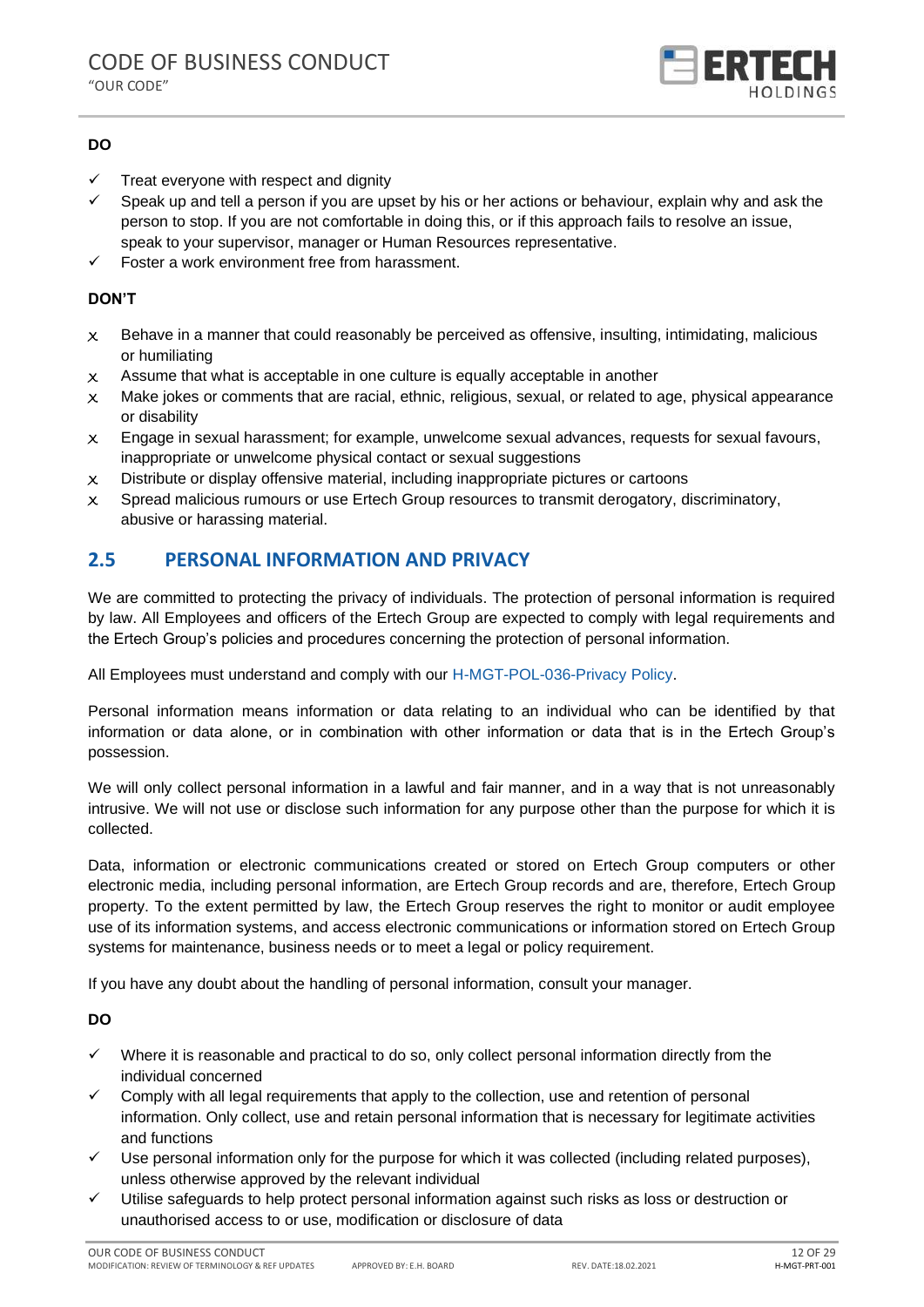**DO**

- ✓ Treat everyone with respect and dignity
- ✓ Speak up and tell a person if you are upset by his or her actions or behaviour, explain why and ask the person to stop. If you are not comfortable in doing this, or if this approach fails to resolve an issue, speak to your supervisor, manager or Human Resources representative.
- ✓ Foster a work environment free from harassment.

**DON'T**

- x Behave in a manner that could reasonably be perceived as offensive, insulting, intimidating, malicious or humiliating
- x Assume that what is acceptable in one culture is equally acceptable in another
- x Make jokes or comments that are racial, ethnic, religious, sexual, or related to age, physical appearance or disability
- x Engage in sexual harassment; for example, unwelcome sexual advances, requests for sexual favours, inappropriate or unwelcome physical contact or sexual suggestions
- x Distribute or display offensive material, including inappropriate pictures or cartoons
- x Spread malicious rumours or use Ertech Group resources to transmit derogatory, discriminatory, abusive or harassing material.

## 2.5 PERSONAL INFORMATION AND PRIVACY

We are committed to protecting the privacy of individuals. The protection of personal information is required by law. All Employees and officers of the Ertech Group are expected to comply with legal requirements and the Ertech Group's policies and procedures concerning the protection of personal information.

All Employees must understand and comply with our H-MGT-POL-036-Privacy Policy.

Personal information means information or data relating to an individual who can be identified by that information or data alone, or in combination with other information or data that is in the Ertech Group's possession.

We will only collect personal information in a lawful and fair manner, and in a way that is not unreasonably intrusive. We will not use or disclose such information for any purpose other than the purpose for which it is collected.

Data, information or electronic communications created or stored on Ertech Group computers or other electronic media, including personal information, are Ertech Group records and are, therefore, Ertech Group property. To the extent permitted by law, the Ertech Group reserves the right to monitor or audit employee use of its information systems, and access electronic communications or information stored on Ertech Group systems for maintenance, business needs or to meet a legal or policy requirement.

If you have any doubt about the handling of personal information, consult your manager.

**DO**

- ✓ Where it is reasonable and practical to do so, only collect personal information directly from the individual concerned
- ✓ Comply with all legal requirements that apply to the collection, use and retention of personal information. Only collect, use and retain personal information that is necessary for legitimate activities and functions
- ✓ Use personal information only for the purpose for which it was collected (including related purposes), unless otherwise approved by the relevant individual
- ✓ Utilise safeguards to help protect personal information against such risks as loss or destruction or unauthorised access to or use, modification or disclosure of data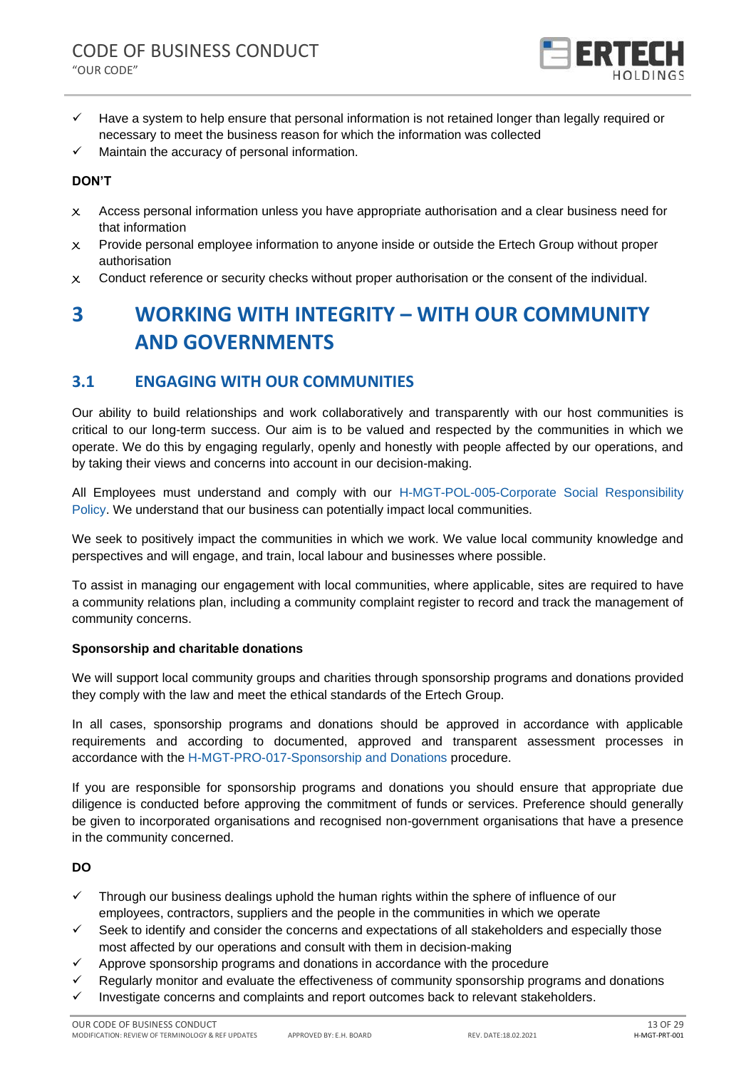- ✓ Have a system to help ensure that personal information is not retained longer than legally required or necessary to meet the business reason for which the information was collected
- ✓ Maintain the accuracy of personal information.

**DON'T**

- x Access personal information unless you have appropriate authorisation and a clear business need for that information
- x Provide personal employee information to anyone inside or outside the Ertech Group without proper authorisation
- x Conduct reference or security checks without proper authorisation or the consent of the individual.

# 3 WORKING WITH INTEGRITY – WITH OUR COMMUNITY AND GOVERNMENTS

## 3.1 ENGAGING WITH OUR COMMUNITIES

Our ability to build relationships and work collaboratively and transparently with our host communities is critical to our long-term success. Our aim is to be valued and respected by the communities in which we operate. We do this by engaging regularly, openly and honestly with people affected by our operations, and by taking their views and concerns into account in our decision-making.

All Employees must understand and comply with our H-MGT-POL-005-Corporate Social Responsibility Policy. We understand that our business can potentially impact local communities.

We seek to positively impact the communities in which we work. We value local community knowledge and perspectives and will engage, and train, local labour and businesses where possible.

To assist in managing our engagement with local communities, where applicable, sites are required to have a community relations plan, including a community complaint register to record and track the management of community concerns.

**Sponsorship and charitable donations**

We will support local community groups and charities through sponsorship programs and donations provided they comply with the law and meet the ethical standards of the Ertech Group.

In all cases, sponsorship programs and donations should be approved in accordance with applicable requirements and according to documented, approved and transparent assessment processes in accordance with the H-MGT-PRO-017-Sponsorship and Donations procedure.

If you are responsible for sponsorship programs and donations you should ensure that appropriate due diligence is conducted before approving the commitment of funds or services. Preference should generally be given to incorporated organisations and recognised non-government organisations that have a presence in the community concerned.

**DO**

- ✓ Through our business dealings uphold the human rights within the sphere of influence of our employees, contractors, suppliers and the people in the communities in which we operate
- ✓ Seek to identify and consider the concerns and expectations of all stakeholders and especially those most affected by our operations and consult with them in decision-making
- ✓ Approve sponsorship programs and donations in accordance with the procedure
- ✓ Regularly monitor and evaluate the effectiveness of community sponsorship programs and donations
- ✓ Investigate concerns and complaints and report outcomes back to relevant stakeholders.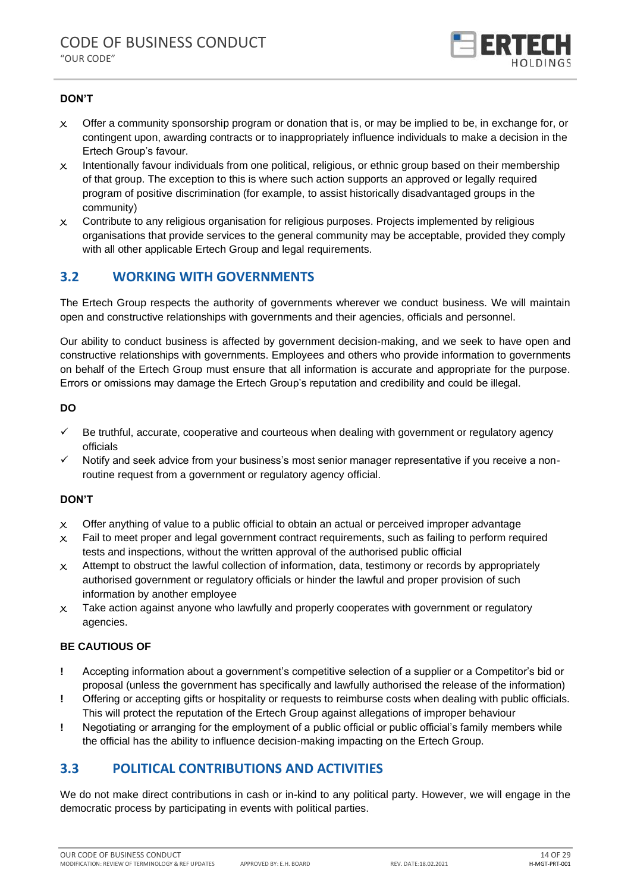**DON'T**

- ✗ Offer a community sponsorship program or donation that is, or may be implied to be, in exchange for, or contingent upon, awarding contracts or to inappropriately influence individuals to make a decision in the Ertech Group's favour.
- ✗ Intentionally favour individuals from one political, religious, or ethnic group based on their membership of that group. The exception to this is where such action supports an approved or legally required program of positive discrimination (for example, to assist historically disadvantaged groups in the community)
- ✗ Contribute to any religious organisation for religious purposes. Projects implemented by religious organisations that provide services to the general community may be acceptable, provided they comply with all other applicable Ertech Group and legal requirements.

## 3.2 WORKING WITH GOVERNMENTS

The Ertech Group respects the authority of governments wherever we conduct business. We will maintain open and constructive relationships with governments and their agencies, officials and personnel.

Our ability to conduct business is affected by government decision-making, and we seek to have open and constructive relationships with governments. Employees and others who provide information to governments on behalf of the Ertech Group must ensure that all information is accurate and appropriate for the purpose. Errors or omissions may damage the Ertech Group's reputation and credibility and could be illegal.

**DO**

- ✓ Be truthful, accurate, cooperative and courteous when dealing with government or regulatory agency officials
- ✓ Notify and seek advice from your business's most senior manager representative if you receive a non-routine request from a government or regulatory agency official.

**DON'T**

- ✗ Offer anything of value to a public official to obtain an actual or perceived improper advantage
- ✗ Fail to meet proper and legal government contract requirements, such as failing to perform required tests and inspections, without the written approval of the authorised public official
- ✗ Attempt to obstruct the lawful collection of information, data, testimony or records by appropriately authorised government or regulatory officials or hinder the lawful and proper provision of such information by another employee
- ✗ Take action against anyone who lawfully and properly cooperates with government or regulatory agencies.

**BE CAUTIOUS OF**

- ! Accepting information about a government's competitive selection of a supplier or a Competitor's bid or proposal (unless the government has specifically and lawfully authorised the release of the information)
- ! Offering or accepting gifts or hospitality or requests to reimburse costs when dealing with public officials. This will protect the reputation of the Ertech Group against allegations of improper behaviour
- ! Negotiating or arranging for the employment of a public official or public official's family members while the official has the ability to influence decision-making impacting on the Ertech Group.

## 3.3 POLITICAL CONTRIBUTIONS AND ACTIVITIES

We do not make direct contributions in cash or in-kind to any political party. However, we will engage in the democratic process by participating in events with political parties.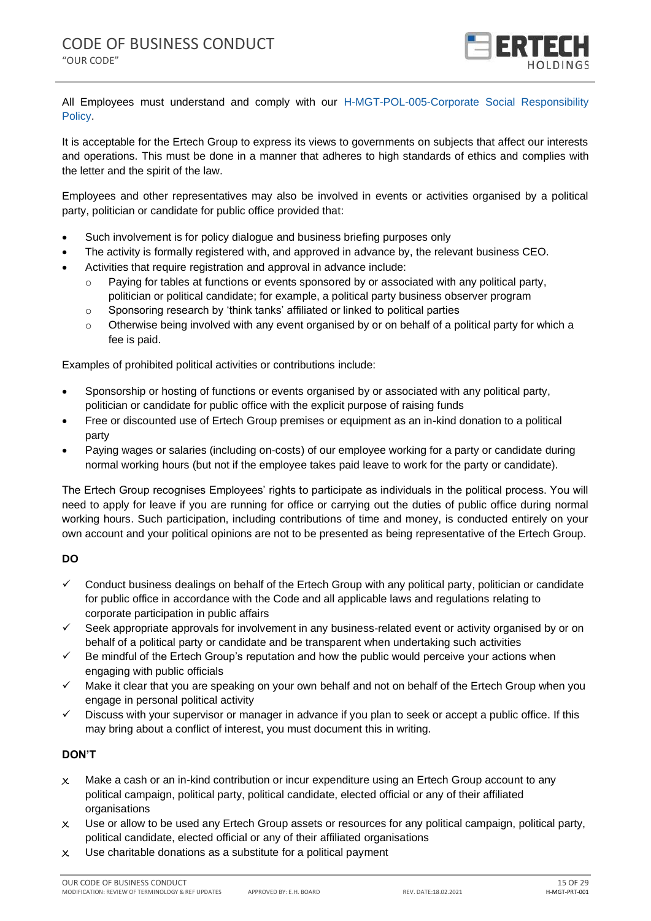All Employees must understand and comply with our H-MGT-POL-005-Corporate Social Responsibility Policy.

It is acceptable for the Ertech Group to express its views to governments on subjects that affect our interests and operations. This must be done in a manner that adheres to high standards of ethics and complies with the letter and the spirit of the law.

Employees and other representatives may also be involved in events or activities organised by a political party, politician or candidate for public office provided that:

- Such involvement is for policy dialogue and business briefing purposes only
- The activity is formally registered with, and approved in advance by, the relevant business CEO.
- Activities that require registration and approval in advance include:
  - Paying for tables at functions or events sponsored by or associated with any political party, politician or political candidate; for example, a political party business observer program
  - Sponsoring research by 'think tanks' affiliated or linked to political parties
  - Otherwise being involved with any event organised by or on behalf of a political party for which a fee is paid.

Examples of prohibited political activities or contributions include:

- Sponsorship or hosting of functions or events organised by or associated with any political party, politician or candidate for public office with the explicit purpose of raising funds
- Free or discounted use of Ertech Group premises or equipment as an in-kind donation to a political party
- Paying wages or salaries (including on-costs) of our employee working for a party or candidate during normal working hours (but not if the employee takes paid leave to work for the party or candidate).

The Ertech Group recognises Employees' rights to participate as individuals in the political process. You will need to apply for leave if you are running for office or carrying out the duties of public office during normal working hours. Such participation, including contributions of time and money, is conducted entirely on your own account and your political opinions are not to be presented as being representative of the Ertech Group.

**DO**

- ✓ Conduct business dealings on behalf of the Ertech Group with any political party, politician or candidate for public office in accordance with the Code and all applicable laws and regulations relating to corporate participation in public affairs
- ✓ Seek appropriate approvals for involvement in any business-related event or activity organised by or on behalf of a political party or candidate and be transparent when undertaking such activities
- ✓ Be mindful of the Ertech Group's reputation and how the public would perceive your actions when engaging with public officials
- ✓ Make it clear that you are speaking on your own behalf and not on behalf of the Ertech Group when you engage in personal political activity
- ✓ Discuss with your supervisor or manager in advance if you plan to seek or accept a public office. If this may bring about a conflict of interest, you must document this in writing.

**DON'T**

- x Make a cash or an in-kind contribution or incur expenditure using an Ertech Group account to any political campaign, political party, political candidate, elected official or any of their affiliated organisations
- x Use or allow to be used any Ertech Group assets or resources for any political campaign, political party, political candidate, elected official or any of their affiliated organisations
- x Use charitable donations as a substitute for a political payment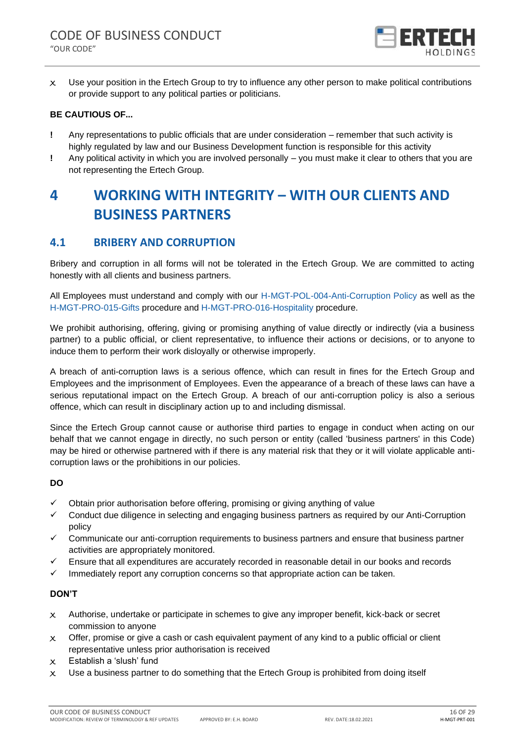- ✗ Use your position in the Ertech Group to try to influence any other person to make political contributions or provide support to any political parties or politicians.

**BE CAUTIOUS OF...**

- ! Any representations to public officials that are under consideration – remember that such activity is highly regulated by law and our Business Development function is responsible for this activity
- ! Any political activity in which you are involved personally – you must make it clear to others that you are not representing the Ertech Group.

# 4 WORKING WITH INTEGRITY – WITH OUR CLIENTS AND BUSINESS PARTNERS

## 4.1 BRIBERY AND CORRUPTION

Bribery and corruption in all forms will not be tolerated in the Ertech Group. We are committed to acting honestly with all clients and business partners.

All Employees must understand and comply with our H-MGT-POL-004-Anti-Corruption Policy as well as the H-MGT-PRO-015-Gifts procedure and H-MGT-PRO-016-Hospitality procedure.

We prohibit authorising, offering, giving or promising anything of value directly or indirectly (via a business partner) to a public official, or client representative, to influence their actions or decisions, or to anyone to induce them to perform their work disloyally or otherwise improperly.

A breach of anti-corruption laws is a serious offence, which can result in fines for the Ertech Group and Employees and the imprisonment of Employees. Even the appearance of a breach of these laws can have a serious reputational impact on the Ertech Group. A breach of our anti-corruption policy is also a serious offence, which can result in disciplinary action up to and including dismissal.

Since the Ertech Group cannot cause or authorise third parties to engage in conduct when acting on our behalf that we cannot engage in directly, no such person or entity (called 'business partners' in this Code) may be hired or otherwise partnered with if there is any material risk that they or it will violate applicable anti-corruption laws or the prohibitions in our policies.

**DO**

- ✓ Obtain prior authorisation before offering, promising or giving anything of value
- ✓ Conduct due diligence in selecting and engaging business partners as required by our Anti-Corruption policy
- ✓ Communicate our anti-corruption requirements to business partners and ensure that business partner activities are appropriately monitored.
- ✓ Ensure that all expenditures are accurately recorded in reasonable detail in our books and records
- ✓ Immediately report any corruption concerns so that appropriate action can be taken.

**DON'T**

- ✗ Authorise, undertake or participate in schemes to give any improper benefit, kick-back or secret commission to anyone
- ✗ Offer, promise or give a cash or cash equivalent payment of any kind to a public official or client representative unless prior authorisation is received
- ✗ Establish a 'slush' fund
- ✗ Use a business partner to do something that the Ertech Group is prohibited from doing itself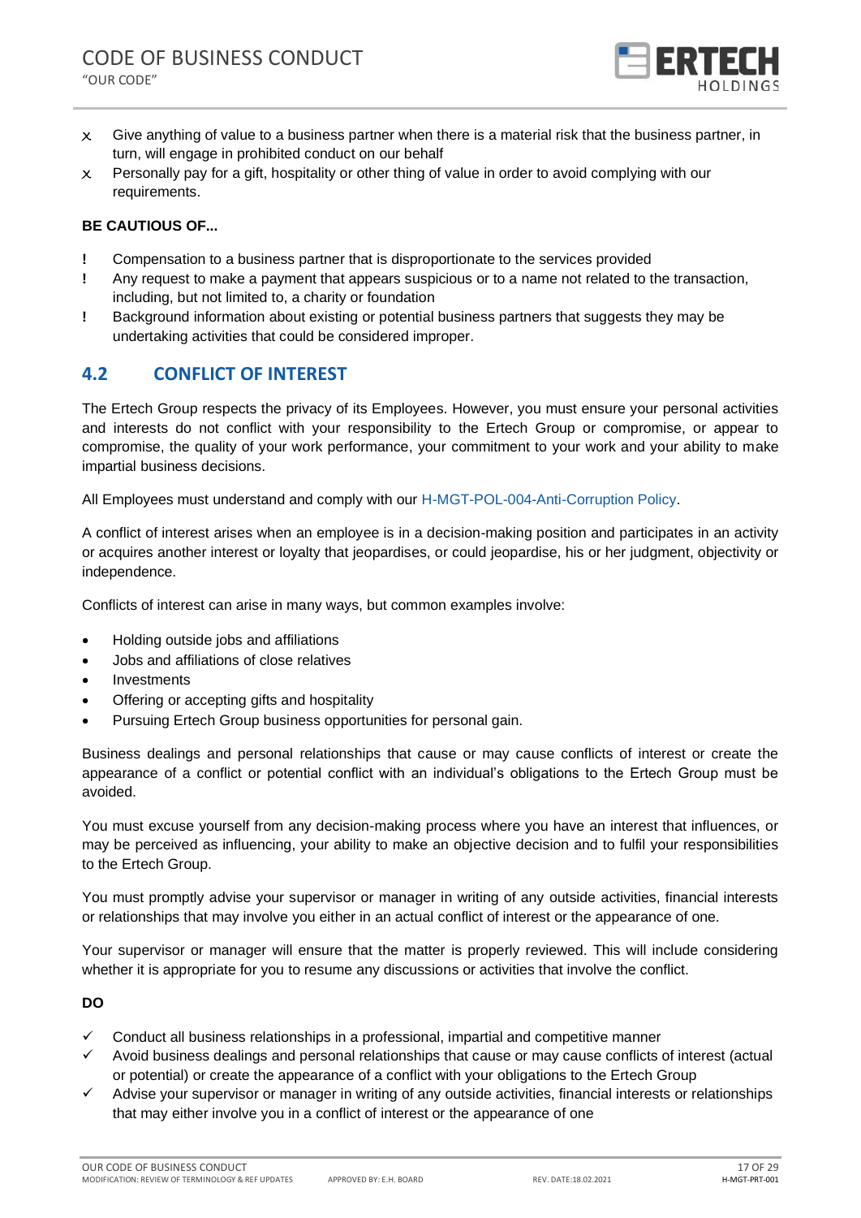- ✗ Give anything of value to a business partner when there is a material risk that the business partner, in turn, will engage in prohibited conduct on our behalf
- ✗ Personally pay for a gift, hospitality or other thing of value in order to avoid complying with our requirements.

**BE CAUTIOUS OF...**

- ! Compensation to a business partner that is disproportionate to the services provided
- ! Any request to make a payment that appears suspicious or to a name not related to the transaction, including, but not limited to, a charity or foundation
- ! Background information about existing or potential business partners that suggests they may be undertaking activities that could be considered improper.

## 4.2 CONFLICT OF INTEREST

The Ertech Group respects the privacy of its Employees. However, you must ensure your personal activities and interests do not conflict with your responsibility to the Ertech Group or compromise, or appear to compromise, the quality of your work performance, your commitment to your work and your ability to make impartial business decisions.

All Employees must understand and comply with our H-MGT-POL-004-Anti-Corruption Policy.

A conflict of interest arises when an employee is in a decision-making position and participates in an activity or acquires another interest or loyalty that jeopardises, or could jeopardise, his or her judgment, objectivity or independence.

Conflicts of interest can arise in many ways, but common examples involve:

- Holding outside jobs and affiliations
- Jobs and affiliations of close relatives
- Investments
- Offering or accepting gifts and hospitality
- Pursuing Ertech Group business opportunities for personal gain.

Business dealings and personal relationships that cause or may cause conflicts of interest or create the appearance of a conflict or potential conflict with an individual's obligations to the Ertech Group must be avoided.

You must excuse yourself from any decision-making process where you have an interest that influences, or may be perceived as influencing, your ability to make an objective decision and to fulfil your responsibilities to the Ertech Group.

You must promptly advise your supervisor or manager in writing of any outside activities, financial interests or relationships that may involve you either in an actual conflict of interest or the appearance of one.

Your supervisor or manager will ensure that the matter is properly reviewed. This will include considering whether it is appropriate for you to resume any discussions or activities that involve the conflict.

**DO**

- ✓ Conduct all business relationships in a professional, impartial and competitive manner
- ✓ Avoid business dealings and personal relationships that cause or may cause conflicts of interest (actual or potential) or create the appearance of a conflict with your obligations to the Ertech Group
- ✓ Advise your supervisor or manager in writing of any outside activities, financial interests or relationships that may either involve you in a conflict of interest or the appearance of one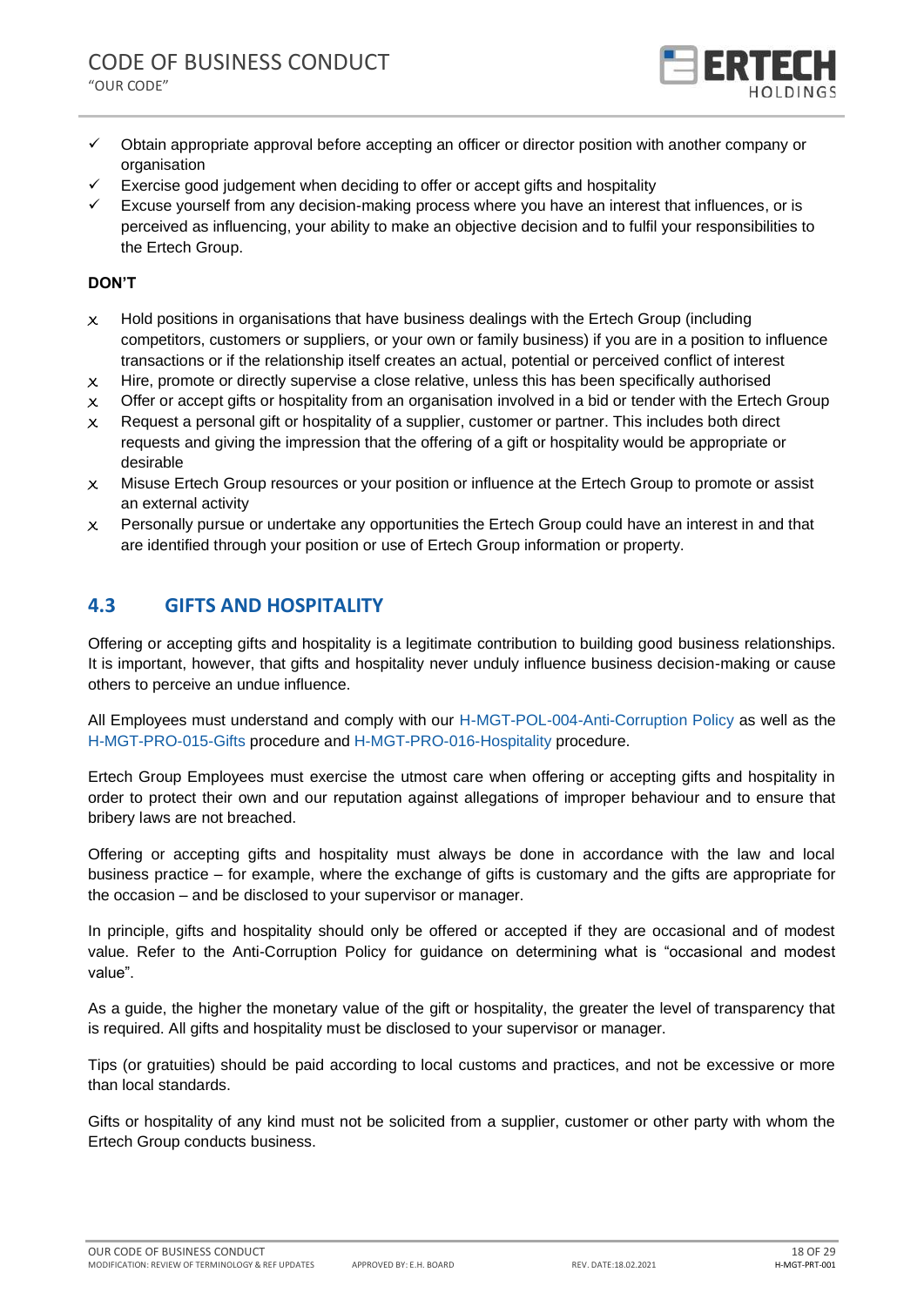- ✓ Obtain appropriate approval before accepting an officer or director position with another company or organisation
- ✓ Exercise good judgement when deciding to offer or accept gifts and hospitality
- ✓ Excuse yourself from any decision-making process where you have an interest that influences, or is perceived as influencing, your ability to make an objective decision and to fulfil your responsibilities to the Ertech Group.

**DON'T**

- ✗ Hold positions in organisations that have business dealings with the Ertech Group (including competitors, customers or suppliers, or your own or family business) if you are in a position to influence transactions or if the relationship itself creates an actual, potential or perceived conflict of interest
- ✗ Hire, promote or directly supervise a close relative, unless this has been specifically authorised
- ✗ Offer or accept gifts or hospitality from an organisation involved in a bid or tender with the Ertech Group
- ✗ Request a personal gift or hospitality of a supplier, customer or partner. This includes both direct requests and giving the impression that the offering of a gift or hospitality would be appropriate or desirable
- ✗ Misuse Ertech Group resources or your position or influence at the Ertech Group to promote or assist an external activity
- ✗ Personally pursue or undertake any opportunities the Ertech Group could have an interest in and that are identified through your position or use of Ertech Group information or property.

## 4.3 GIFTS AND HOSPITALITY

Offering or accepting gifts and hospitality is a legitimate contribution to building good business relationships. It is important, however, that gifts and hospitality never unduly influence business decision-making or cause others to perceive an undue influence.

All Employees must understand and comply with our H-MGT-POL-004-Anti-Corruption Policy as well as the H-MGT-PRO-015-Gifts procedure and H-MGT-PRO-016-Hospitality procedure.

Ertech Group Employees must exercise the utmost care when offering or accepting gifts and hospitality in order to protect their own and our reputation against allegations of improper behaviour and to ensure that bribery laws are not breached.

Offering or accepting gifts and hospitality must always be done in accordance with the law and local business practice – for example, where the exchange of gifts is customary and the gifts are appropriate for the occasion – and be disclosed to your supervisor or manager.

In principle, gifts and hospitality should only be offered or accepted if they are occasional and of modest value. Refer to the Anti-Corruption Policy for guidance on determining what is "occasional and modest value".

As a guide, the higher the monetary value of the gift or hospitality, the greater the level of transparency that is required. All gifts and hospitality must be disclosed to your supervisor or manager.

Tips (or gratuities) should be paid according to local customs and practices, and not be excessive or more than local standards.

Gifts or hospitality of any kind must not be solicited from a supplier, customer or other party with whom the Ertech Group conducts business.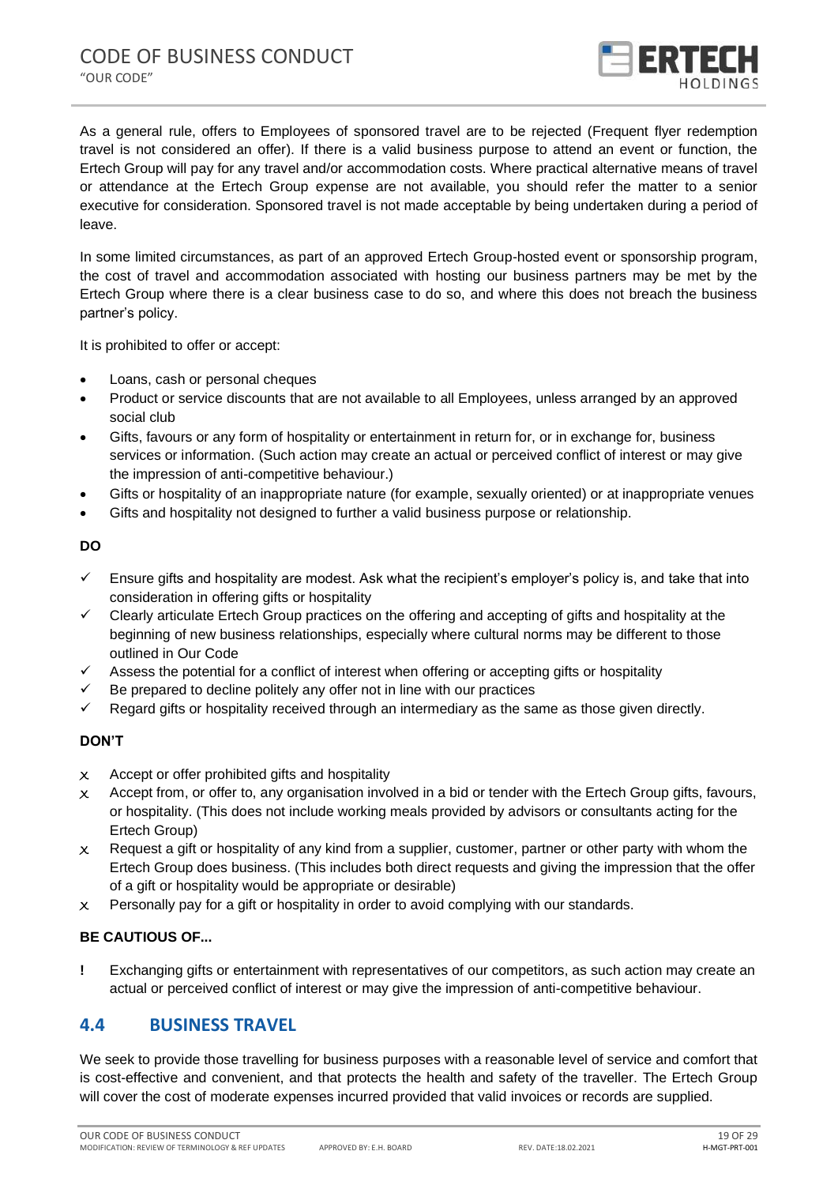As a general rule, offers to Employees of sponsored travel are to be rejected (Frequent flyer redemption travel is not considered an offer). If there is a valid business purpose to attend an event or function, the Ertech Group will pay for any travel and/or accommodation costs. Where practical alternative means of travel or attendance at the Ertech Group expense are not available, you should refer the matter to a senior executive for consideration. Sponsored travel is not made acceptable by being undertaken during a period of leave.

In some limited circumstances, as part of an approved Ertech Group-hosted event or sponsorship program, the cost of travel and accommodation associated with hosting our business partners may be met by the Ertech Group where there is a clear business case to do so, and where this does not breach the business partner's policy.

It is prohibited to offer or accept:

- Loans, cash or personal cheques
- Product or service discounts that are not available to all Employees, unless arranged by an approved social club
- Gifts, favours or any form of hospitality or entertainment in return for, or in exchange for, business services or information. (Such action may create an actual or perceived conflict of interest or may give the impression of anti-competitive behaviour.)
- Gifts or hospitality of an inappropriate nature (for example, sexually oriented) or at inappropriate venues
- Gifts and hospitality not designed to further a valid business purpose or relationship.

**DO**

- ✓ Ensure gifts and hospitality are modest. Ask what the recipient's employer's policy is, and take that into consideration in offering gifts or hospitality
- ✓ Clearly articulate Ertech Group practices on the offering and accepting of gifts and hospitality at the beginning of new business relationships, especially where cultural norms may be different to those outlined in Our Code
- ✓ Assess the potential for a conflict of interest when offering or accepting gifts or hospitality
- ✓ Be prepared to decline politely any offer not in line with our practices
- ✓ Regard gifts or hospitality received through an intermediary as the same as those given directly.

**DON'T**

- x Accept or offer prohibited gifts and hospitality
- x Accept from, or offer to, any organisation involved in a bid or tender with the Ertech Group gifts, favours, or hospitality. (This does not include working meals provided by advisors or consultants acting for the Ertech Group)
- x Request a gift or hospitality of any kind from a supplier, customer, partner or other party with whom the Ertech Group does business. (This includes both direct requests and giving the impression that the offer of a gift or hospitality would be appropriate or desirable)
- x Personally pay for a gift or hospitality in order to avoid complying with our standards.

**BE CAUTIOUS OF...**

**!** Exchanging gifts or entertainment with representatives of our competitors, as such action may create an actual or perceived conflict of interest or may give the impression of anti-competitive behaviour.

## 4.4 BUSINESS TRAVEL

We seek to provide those travelling for business purposes with a reasonable level of service and comfort that is cost-effective and convenient, and that protects the health and safety of the traveller. The Ertech Group will cover the cost of moderate expenses incurred provided that valid invoices or records are supplied.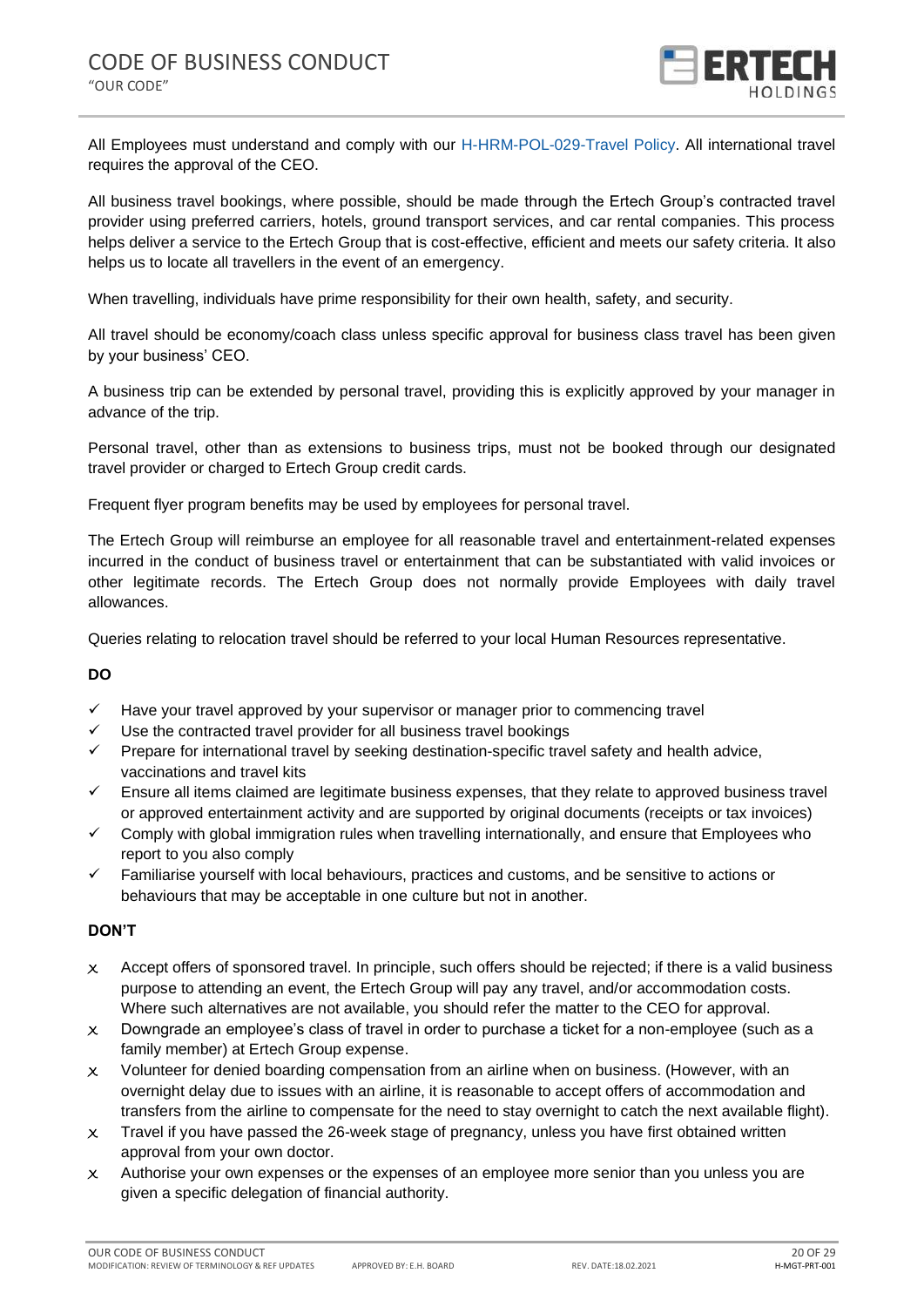All Employees must understand and comply with our H-HRM-POL-029-Travel Policy. All international travel requires the approval of the CEO.

All business travel bookings, where possible, should be made through the Ertech Group's contracted travel provider using preferred carriers, hotels, ground transport services, and car rental companies. This process helps deliver a service to the Ertech Group that is cost-effective, efficient and meets our safety criteria. It also helps us to locate all travellers in the event of an emergency.

When travelling, individuals have prime responsibility for their own health, safety, and security.

All travel should be economy/coach class unless specific approval for business class travel has been given by your business' CEO.

A business trip can be extended by personal travel, providing this is explicitly approved by your manager in advance of the trip.

Personal travel, other than as extensions to business trips, must not be booked through our designated travel provider or charged to Ertech Group credit cards.

Frequent flyer program benefits may be used by employees for personal travel.

The Ertech Group will reimburse an employee for all reasonable travel and entertainment-related expenses incurred in the conduct of business travel or entertainment that can be substantiated with valid invoices or other legitimate records. The Ertech Group does not normally provide Employees with daily travel allowances.

Queries relating to relocation travel should be referred to your local Human Resources representative.

**DO**

- ✓ Have your travel approved by your supervisor or manager prior to commencing travel
- ✓ Use the contracted travel provider for all business travel bookings
- ✓ Prepare for international travel by seeking destination-specific travel safety and health advice, vaccinations and travel kits
- ✓ Ensure all items claimed are legitimate business expenses, that they relate to approved business travel or approved entertainment activity and are supported by original documents (receipts or tax invoices)
- ✓ Comply with global immigration rules when travelling internationally, and ensure that Employees who report to you also comply
- ✓ Familiarise yourself with local behaviours, practices and customs, and be sensitive to actions or behaviours that may be acceptable in one culture but not in another.

**DON'T**

- x Accept offers of sponsored travel. In principle, such offers should be rejected; if there is a valid business purpose to attending an event, the Ertech Group will pay any travel, and/or accommodation costs. Where such alternatives are not available, you should refer the matter to the CEO for approval.
- x Downgrade an employee's class of travel in order to purchase a ticket for a non-employee (such as a family member) at Ertech Group expense.
- x Volunteer for denied boarding compensation from an airline when on business. (However, with an overnight delay due to issues with an airline, it is reasonable to accept offers of accommodation and transfers from the airline to compensate for the need to stay overnight to catch the next available flight).
- x Travel if you have passed the 26-week stage of pregnancy, unless you have first obtained written approval from your own doctor.
- x Authorise your own expenses or the expenses of an employee more senior than you unless you are given a specific delegation of financial authority.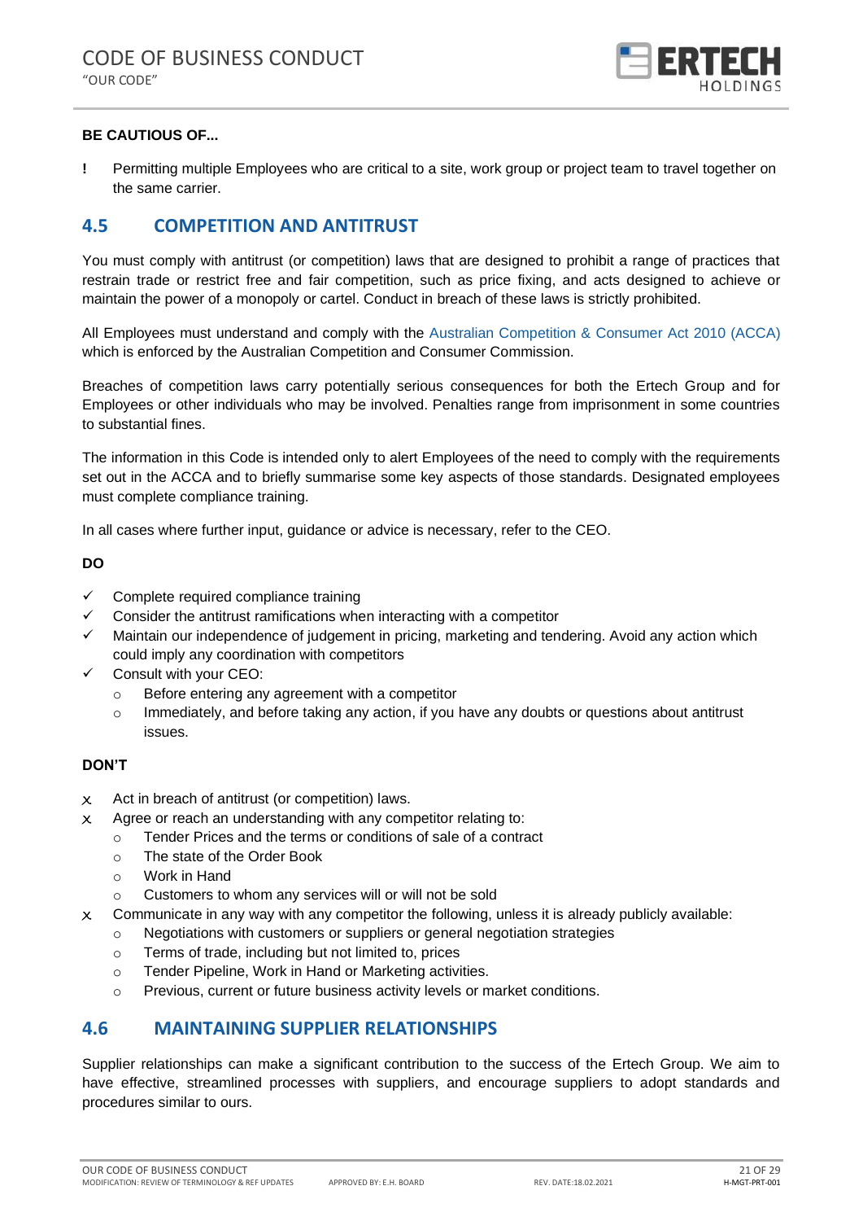**BE CAUTIOUS OF...**

! Permitting multiple Employees who are critical to a site, work group or project team to travel together on the same carrier.

## 4.5 COMPETITION AND ANTITRUST

You must comply with antitrust (or competition) laws that are designed to prohibit a range of practices that restrain trade or restrict free and fair competition, such as price fixing, and acts designed to achieve or maintain the power of a monopoly or cartel. Conduct in breach of these laws is strictly prohibited.

All Employees must understand and comply with the Australian Competition & Consumer Act 2010 (ACCA) which is enforced by the Australian Competition and Consumer Commission.

Breaches of competition laws carry potentially serious consequences for both the Ertech Group and for Employees or other individuals who may be involved. Penalties range from imprisonment in some countries to substantial fines.

The information in this Code is intended only to alert Employees of the need to comply with the requirements set out in the ACCA and to briefly summarise some key aspects of those standards. Designated employees must complete compliance training.

In all cases where further input, guidance or advice is necessary, refer to the CEO.

**DO**

- ✓ Complete required compliance training
- ✓ Consider the antitrust ramifications when interacting with a competitor
- ✓ Maintain our independence of judgement in pricing, marketing and tendering. Avoid any action which could imply any coordination with competitors
- ✓ Consult with your CEO:
  - Before entering any agreement with a competitor
  - Immediately, and before taking any action, if you have any doubts or questions about antitrust issues.

**DON'T**

- ✗ Act in breach of antitrust (or competition) laws.
- ✗ Agree or reach an understanding with any competitor relating to:
  - Tender Prices and the terms or conditions of sale of a contract
  - The state of the Order Book
  - Work in Hand
  - Customers to whom any services will or will not be sold
- ✗ Communicate in any way with any competitor the following, unless it is already publicly available:
  - Negotiations with customers or suppliers or general negotiation strategies
  - Terms of trade, including but not limited to, prices
  - Tender Pipeline, Work in Hand or Marketing activities.
  - Previous, current or future business activity levels or market conditions.

## 4.6 MAINTAINING SUPPLIER RELATIONSHIPS

Supplier relationships can make a significant contribution to the success of the Ertech Group. We aim to have effective, streamlined processes with suppliers, and encourage suppliers to adopt standards and procedures similar to ours.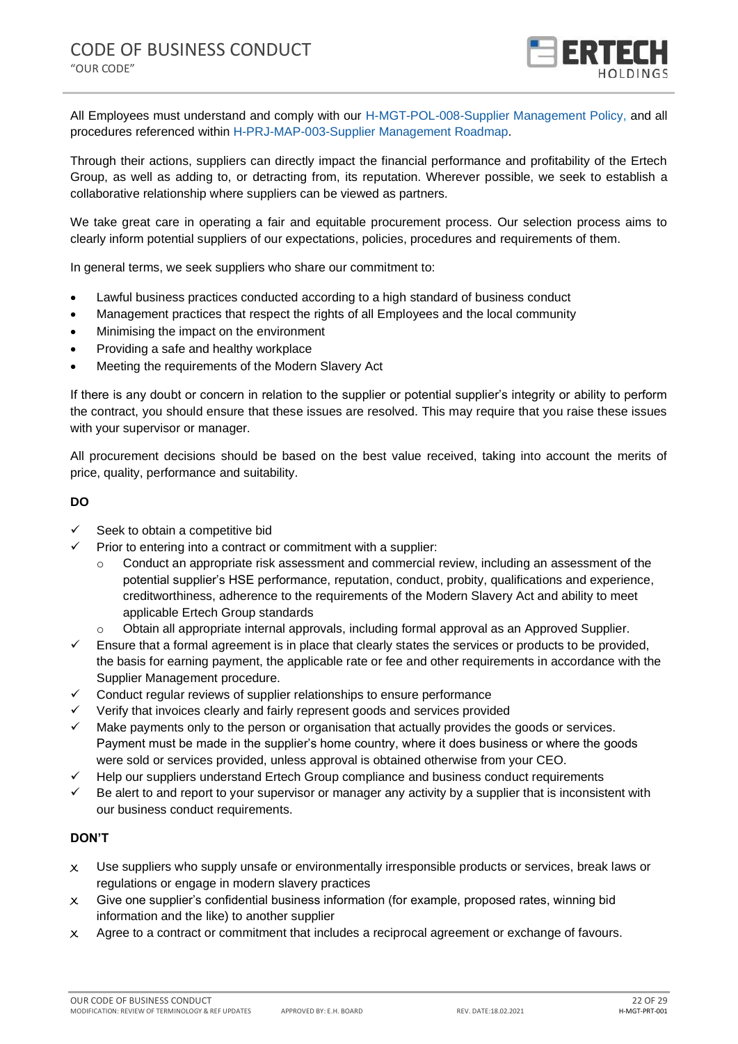All Employees must understand and comply with our H-MGT-POL-008-Supplier Management Policy, and all procedures referenced within H-PRJ-MAP-003-Supplier Management Roadmap.

Through their actions, suppliers can directly impact the financial performance and profitability of the Ertech Group, as well as adding to, or detracting from, its reputation. Wherever possible, we seek to establish a collaborative relationship where suppliers can be viewed as partners.

We take great care in operating a fair and equitable procurement process. Our selection process aims to clearly inform potential suppliers of our expectations, policies, procedures and requirements of them.

In general terms, we seek suppliers who share our commitment to:

- Lawful business practices conducted according to a high standard of business conduct
- Management practices that respect the rights of all Employees and the local community
- Minimising the impact on the environment
- Providing a safe and healthy workplace
- Meeting the requirements of the Modern Slavery Act

If there is any doubt or concern in relation to the supplier or potential supplier's integrity or ability to perform the contract, you should ensure that these issues are resolved. This may require that you raise these issues with your supervisor or manager.

All procurement decisions should be based on the best value received, taking into account the merits of price, quality, performance and suitability.

**DO**

- ✓ Seek to obtain a competitive bid
- ✓ Prior to entering into a contract or commitment with a supplier:
  - Conduct an appropriate risk assessment and commercial review, including an assessment of the potential supplier's HSE performance, reputation, conduct, probity, qualifications and experience, creditworthiness, adherence to the requirements of the Modern Slavery Act and ability to meet applicable Ertech Group standards
  - Obtain all appropriate internal approvals, including formal approval as an Approved Supplier.
- ✓ Ensure that a formal agreement is in place that clearly states the services or products to be provided, the basis for earning payment, the applicable rate or fee and other requirements in accordance with the Supplier Management procedure.
- ✓ Conduct regular reviews of supplier relationships to ensure performance
- ✓ Verify that invoices clearly and fairly represent goods and services provided
- ✓ Make payments only to the person or organisation that actually provides the goods or services. Payment must be made in the supplier's home country, where it does business or where the goods were sold or services provided, unless approval is obtained otherwise from your CEO.
- ✓ Help our suppliers understand Ertech Group compliance and business conduct requirements
- ✓ Be alert to and report to your supervisor or manager any activity by a supplier that is inconsistent with our business conduct requirements.

**DON'T**

- x Use suppliers who supply unsafe or environmentally irresponsible products or services, break laws or regulations or engage in modern slavery practices
- x Give one supplier's confidential business information (for example, proposed rates, winning bid information and the like) to another supplier
- x Agree to a contract or commitment that includes a reciprocal agreement or exchange of favours.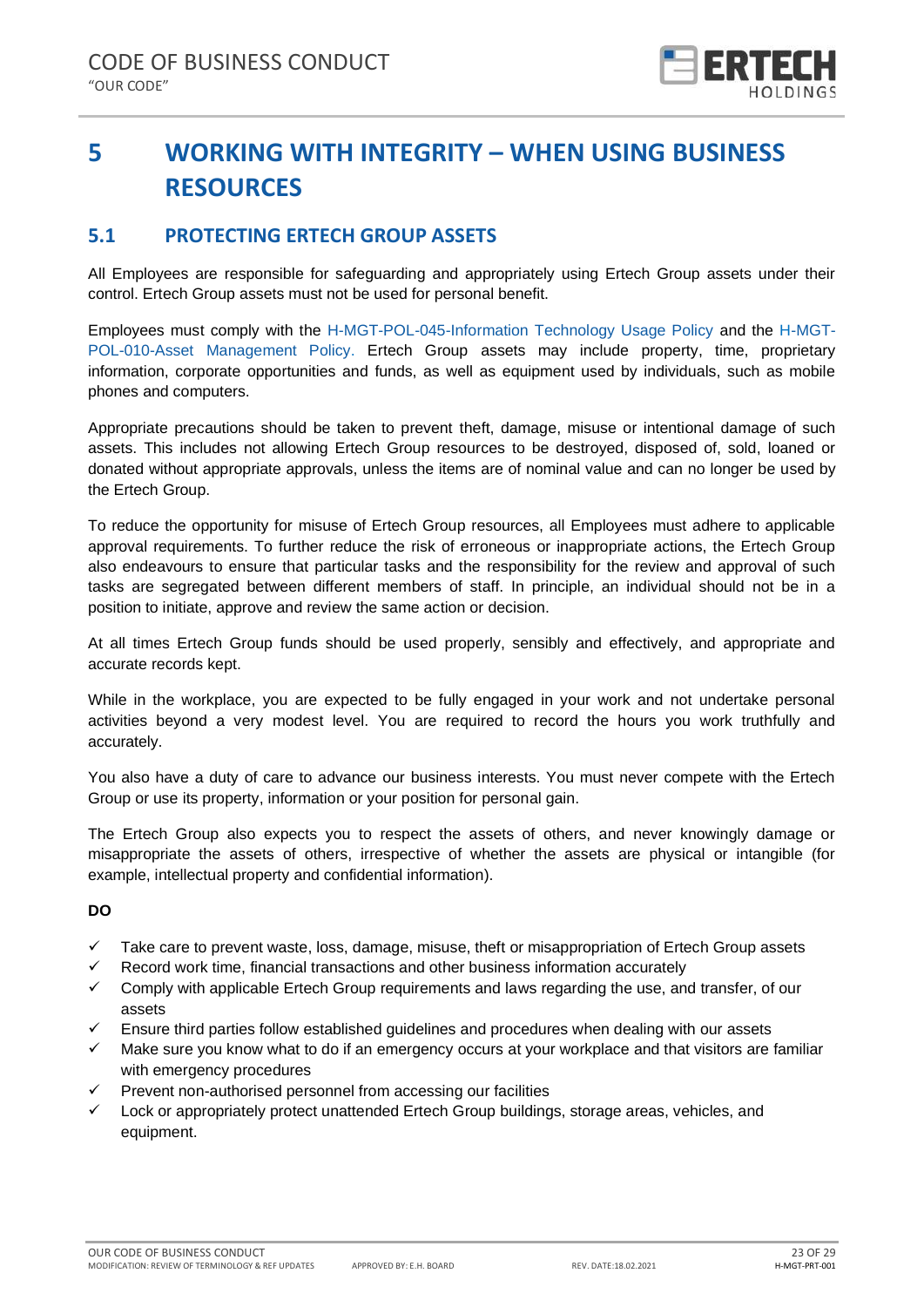# 5 WORKING WITH INTEGRITY – WHEN USING BUSINESS RESOURCES

## 5.1 PROTECTING ERTECH GROUP ASSETS

All Employees are responsible for safeguarding and appropriately using Ertech Group assets under their control. Ertech Group assets must not be used for personal benefit.

Employees must comply with the H-MGT-POL-045-Information Technology Usage Policy and the H-MGT-POL-010-Asset Management Policy. Ertech Group assets may include property, time, proprietary information, corporate opportunities and funds, as well as equipment used by individuals, such as mobile phones and computers.

Appropriate precautions should be taken to prevent theft, damage, misuse or intentional damage of such assets. This includes not allowing Ertech Group resources to be destroyed, disposed of, sold, loaned or donated without appropriate approvals, unless the items are of nominal value and can no longer be used by the Ertech Group.

To reduce the opportunity for misuse of Ertech Group resources, all Employees must adhere to applicable approval requirements. To further reduce the risk of erroneous or inappropriate actions, the Ertech Group also endeavours to ensure that particular tasks and the responsibility for the review and approval of such tasks are segregated between different members of staff. In principle, an individual should not be in a position to initiate, approve and review the same action or decision.

At all times Ertech Group funds should be used properly, sensibly and effectively, and appropriate and accurate records kept.

While in the workplace, you are expected to be fully engaged in your work and not undertake personal activities beyond a very modest level. You are required to record the hours you work truthfully and accurately.

You also have a duty of care to advance our business interests. You must never compete with the Ertech Group or use its property, information or your position for personal gain.

The Ertech Group also expects you to respect the assets of others, and never knowingly damage or misappropriate the assets of others, irrespective of whether the assets are physical or intangible (for example, intellectual property and confidential information).

**DO**

- ✓ Take care to prevent waste, loss, damage, misuse, theft or misappropriation of Ertech Group assets
- ✓ Record work time, financial transactions and other business information accurately
- ✓ Comply with applicable Ertech Group requirements and laws regarding the use, and transfer, of our assets
- ✓ Ensure third parties follow established guidelines and procedures when dealing with our assets
- ✓ Make sure you know what to do if an emergency occurs at your workplace and that visitors are familiar with emergency procedures
- ✓ Prevent non-authorised personnel from accessing our facilities
- ✓ Lock or appropriately protect unattended Ertech Group buildings, storage areas, vehicles, and equipment.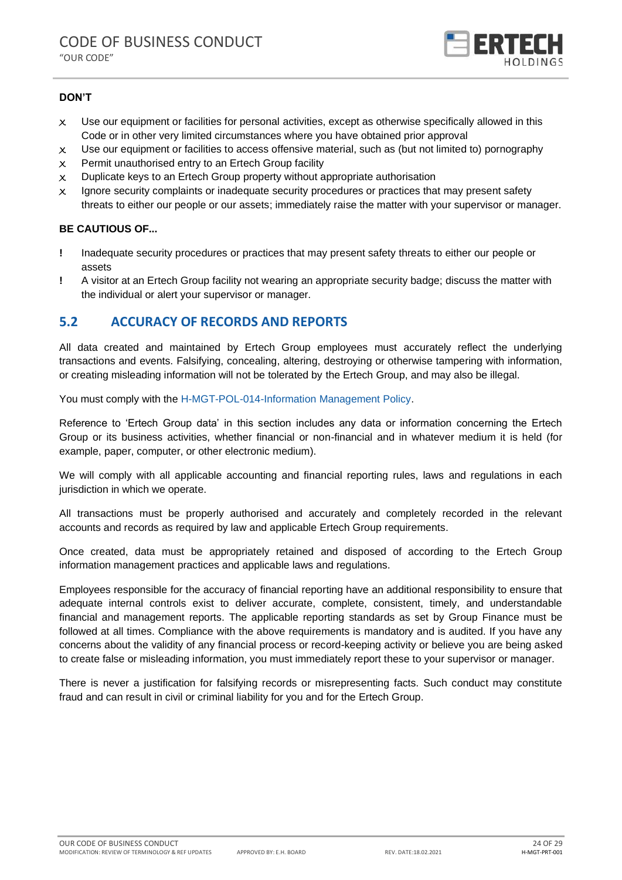**DON'T**

- x Use our equipment or facilities for personal activities, except as otherwise specifically allowed in this Code or in other very limited circumstances where you have obtained prior approval
- x Use our equipment or facilities to access offensive material, such as (but not limited to) pornography
- x Permit unauthorised entry to an Ertech Group facility
- x Duplicate keys to an Ertech Group property without appropriate authorisation
- x Ignore security complaints or inadequate security procedures or practices that may present safety threats to either our people or our assets; immediately raise the matter with your supervisor or manager.

**BE CAUTIOUS OF...**

- ! Inadequate security procedures or practices that may present safety threats to either our people or assets
- ! A visitor at an Ertech Group facility not wearing an appropriate security badge; discuss the matter with the individual or alert your supervisor or manager.

## 5.2 ACCURACY OF RECORDS AND REPORTS

All data created and maintained by Ertech Group employees must accurately reflect the underlying transactions and events. Falsifying, concealing, altering, destroying or otherwise tampering with information, or creating misleading information will not be tolerated by the Ertech Group, and may also be illegal.

You must comply with the H-MGT-POL-014-Information Management Policy.

Reference to 'Ertech Group data' in this section includes any data or information concerning the Ertech Group or its business activities, whether financial or non-financial and in whatever medium it is held (for example, paper, computer, or other electronic medium).

We will comply with all applicable accounting and financial reporting rules, laws and regulations in each jurisdiction in which we operate.

All transactions must be properly authorised and accurately and completely recorded in the relevant accounts and records as required by law and applicable Ertech Group requirements.

Once created, data must be appropriately retained and disposed of according to the Ertech Group information management practices and applicable laws and regulations.

Employees responsible for the accuracy of financial reporting have an additional responsibility to ensure that adequate internal controls exist to deliver accurate, complete, consistent, timely, and understandable financial and management reports. The applicable reporting standards as set by Group Finance must be followed at all times. Compliance with the above requirements is mandatory and is audited. If you have any concerns about the validity of any financial process or record-keeping activity or believe you are being asked to create false or misleading information, you must immediately report these to your supervisor or manager.

There is never a justification for falsifying records or misrepresenting facts. Such conduct may constitute fraud and can result in civil or criminal liability for you and for the Ertech Group.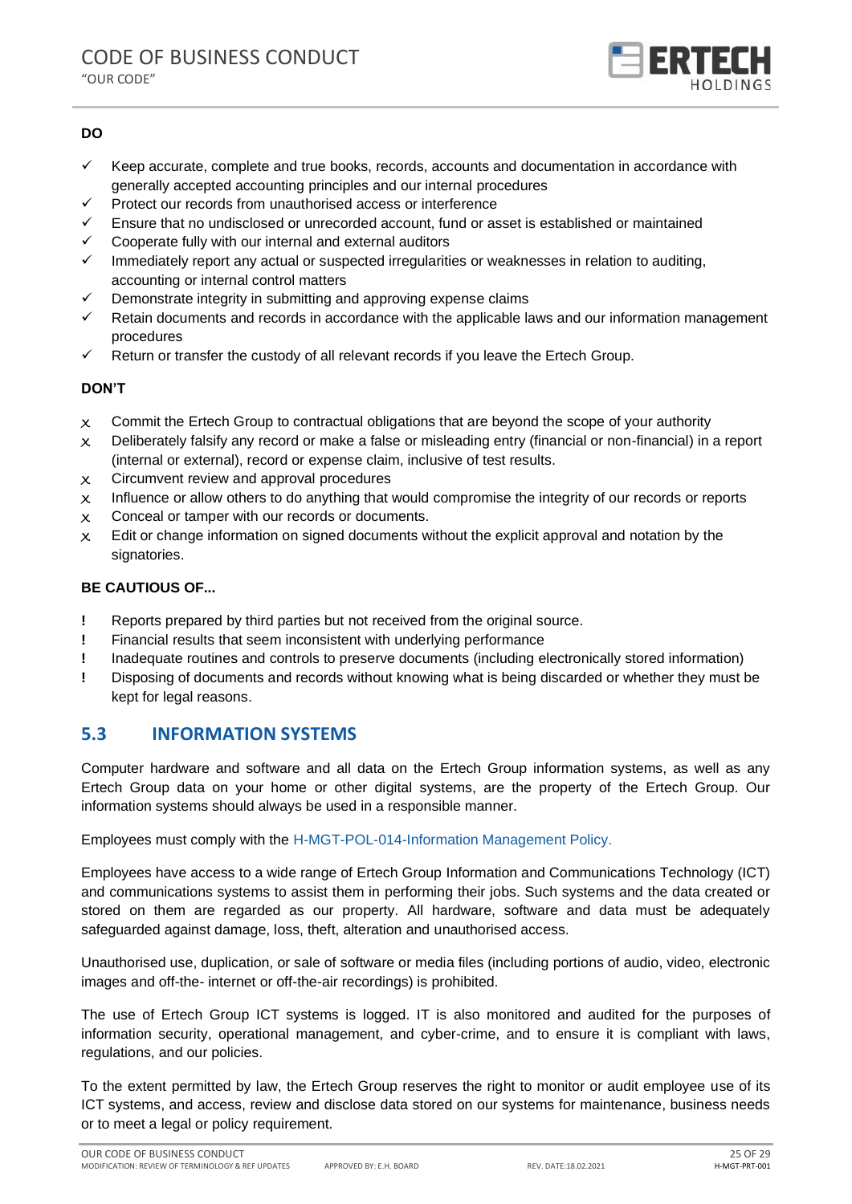**DO**

- ✓ Keep accurate, complete and true books, records, accounts and documentation in accordance with generally accepted accounting principles and our internal procedures
- ✓ Protect our records from unauthorised access or interference
- ✓ Ensure that no undisclosed or unrecorded account, fund or asset is established or maintained
- ✓ Cooperate fully with our internal and external auditors
- ✓ Immediately report any actual or suspected irregularities or weaknesses in relation to auditing, accounting or internal control matters
- ✓ Demonstrate integrity in submitting and approving expense claims
- ✓ Retain documents and records in accordance with the applicable laws and our information management procedures
- ✓ Return or transfer the custody of all relevant records if you leave the Ertech Group.

**DON'T**

- x Commit the Ertech Group to contractual obligations that are beyond the scope of your authority
- x Deliberately falsify any record or make a false or misleading entry (financial or non-financial) in a report (internal or external), record or expense claim, inclusive of test results.
- x Circumvent review and approval procedures
- x Influence or allow others to do anything that would compromise the integrity of our records or reports
- x Conceal or tamper with our records or documents.
- x Edit or change information on signed documents without the explicit approval and notation by the signatories.

**BE CAUTIOUS OF...**

- ! Reports prepared by third parties but not received from the original source.
- ! Financial results that seem inconsistent with underlying performance
- ! Inadequate routines and controls to preserve documents (including electronically stored information)
- ! Disposing of documents and records without knowing what is being discarded or whether they must be kept for legal reasons.

## 5.3 INFORMATION SYSTEMS

Computer hardware and software and all data on the Ertech Group information systems, as well as any Ertech Group data on your home or other digital systems, are the property of the Ertech Group. Our information systems should always be used in a responsible manner.

Employees must comply with the H-MGT-POL-014-Information Management Policy.

Employees have access to a wide range of Ertech Group Information and Communications Technology (ICT) and communications systems to assist them in performing their jobs. Such systems and the data created or stored on them are regarded as our property. All hardware, software and data must be adequately safeguarded against damage, loss, theft, alteration and unauthorised access.

Unauthorised use, duplication, or sale of software or media files (including portions of audio, video, electronic images and off-the- internet or off-the-air recordings) is prohibited.

The use of Ertech Group ICT systems is logged. IT is also monitored and audited for the purposes of information security, operational management, and cyber-crime, and to ensure it is compliant with laws, regulations, and our policies.

To the extent permitted by law, the Ertech Group reserves the right to monitor or audit employee use of its ICT systems, and access, review and disclose data stored on our systems for maintenance, business needs or to meet a legal or policy requirement.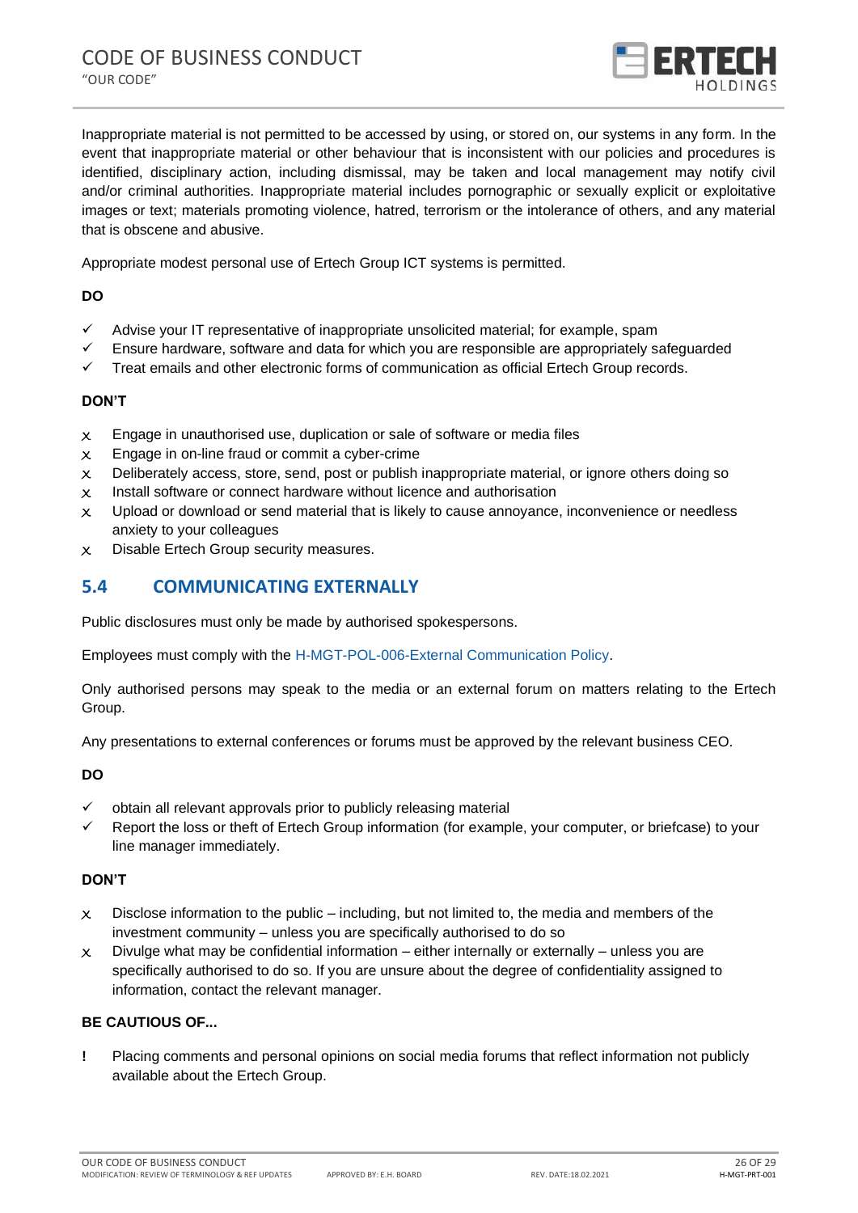Inappropriate material is not permitted to be accessed by using, or stored on, our systems in any form. In the event that inappropriate material or other behaviour that is inconsistent with our policies and procedures is identified, disciplinary action, including dismissal, may be taken and local management may notify civil and/or criminal authorities. Inappropriate material includes pornographic or sexually explicit or exploitative images or text; materials promoting violence, hatred, terrorism or the intolerance of others, and any material that is obscene and abusive.

Appropriate modest personal use of Ertech Group ICT systems is permitted.

**DO**

- ✓ Advise your IT representative of inappropriate unsolicited material; for example, spam
- ✓ Ensure hardware, software and data for which you are responsible are appropriately safeguarded
- ✓ Treat emails and other electronic forms of communication as official Ertech Group records.

**DON'T**

- x Engage in unauthorised use, duplication or sale of software or media files
- x Engage in on-line fraud or commit a cyber-crime
- x Deliberately access, store, send, post or publish inappropriate material, or ignore others doing so
- x Install software or connect hardware without licence and authorisation
- x Upload or download or send material that is likely to cause annoyance, inconvenience or needless anxiety to your colleagues
- x Disable Ertech Group security measures.

## 5.4 COMMUNICATING EXTERNALLY

Public disclosures must only be made by authorised spokespersons.

Employees must comply with the H-MGT-POL-006-External Communication Policy.

Only authorised persons may speak to the media or an external forum on matters relating to the Ertech Group.

Any presentations to external conferences or forums must be approved by the relevant business CEO.

**DO**

- ✓ obtain all relevant approvals prior to publicly releasing material
- ✓ Report the loss or theft of Ertech Group information (for example, your computer, or briefcase) to your line manager immediately.

**DON'T**

- x Disclose information to the public – including, but not limited to, the media and members of the investment community – unless you are specifically authorised to do so
- x Divulge what may be confidential information – either internally or externally – unless you are specifically authorised to do so. If you are unsure about the degree of confidentiality assigned to information, contact the relevant manager.

**BE CAUTIOUS OF...**

- ! Placing comments and personal opinions on social media forums that reflect information not publicly available about the Ertech Group.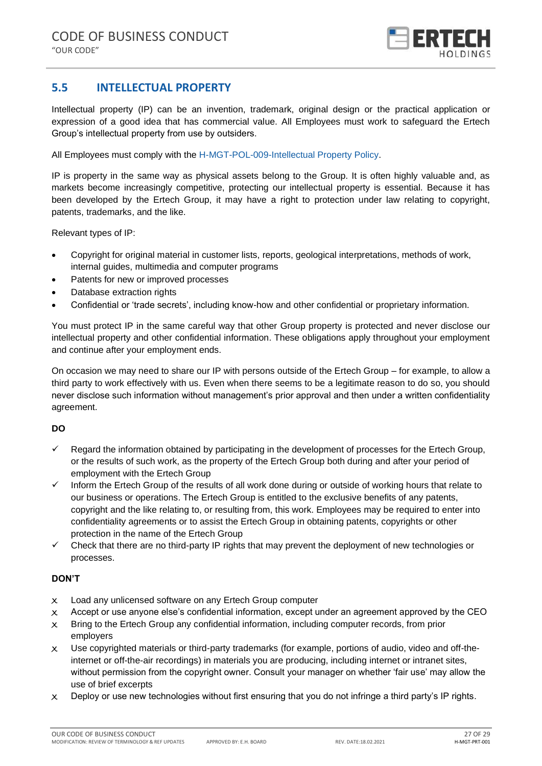## 5.5 INTELLECTUAL PROPERTY

Intellectual property (IP) can be an invention, trademark, original design or the practical application or expression of a good idea that has commercial value. All Employees must work to safeguard the Ertech Group's intellectual property from use by outsiders.

All Employees must comply with the H-MGT-POL-009-Intellectual Property Policy.

IP is property in the same way as physical assets belong to the Group. It is often highly valuable and, as markets become increasingly competitive, protecting our intellectual property is essential. Because it has been developed by the Ertech Group, it may have a right to protection under law relating to copyright, patents, trademarks, and the like.

Relevant types of IP:

- Copyright for original material in customer lists, reports, geological interpretations, methods of work, internal guides, multimedia and computer programs
- Patents for new or improved processes
- Database extraction rights
- Confidential or 'trade secrets', including know-how and other confidential or proprietary information.

You must protect IP in the same careful way that other Group property is protected and never disclose our intellectual property and other confidential information. These obligations apply throughout your employment and continue after your employment ends.

On occasion we may need to share our IP with persons outside of the Ertech Group – for example, to allow a third party to work effectively with us. Even when there seems to be a legitimate reason to do so, you should never disclose such information without management's prior approval and then under a written confidentiality agreement.

**DO**

- ✓ Regard the information obtained by participating in the development of processes for the Ertech Group, or the results of such work, as the property of the Ertech Group both during and after your period of employment with the Ertech Group
- ✓ Inform the Ertech Group of the results of all work done during or outside of working hours that relate to our business or operations. The Ertech Group is entitled to the exclusive benefits of any patents, copyright and the like relating to, or resulting from, this work. Employees may be required to enter into confidentiality agreements or to assist the Ertech Group in obtaining patents, copyrights or other protection in the name of the Ertech Group
- ✓ Check that there are no third-party IP rights that may prevent the deployment of new technologies or processes.

**DON'T**

- ✗ Load any unlicensed software on any Ertech Group computer
- ✗ Accept or use anyone else's confidential information, except under an agreement approved by the CEO
- ✗ Bring to the Ertech Group any confidential information, including computer records, from prior employers
- ✗ Use copyrighted materials or third-party trademarks (for example, portions of audio, video and off-the-internet or off-the-air recordings) in materials you are producing, including internet or intranet sites, without permission from the copyright owner. Consult your manager on whether 'fair use' may allow the use of brief excerpts
- ✗ Deploy or use new technologies without first ensuring that you do not infringe a third party's IP rights.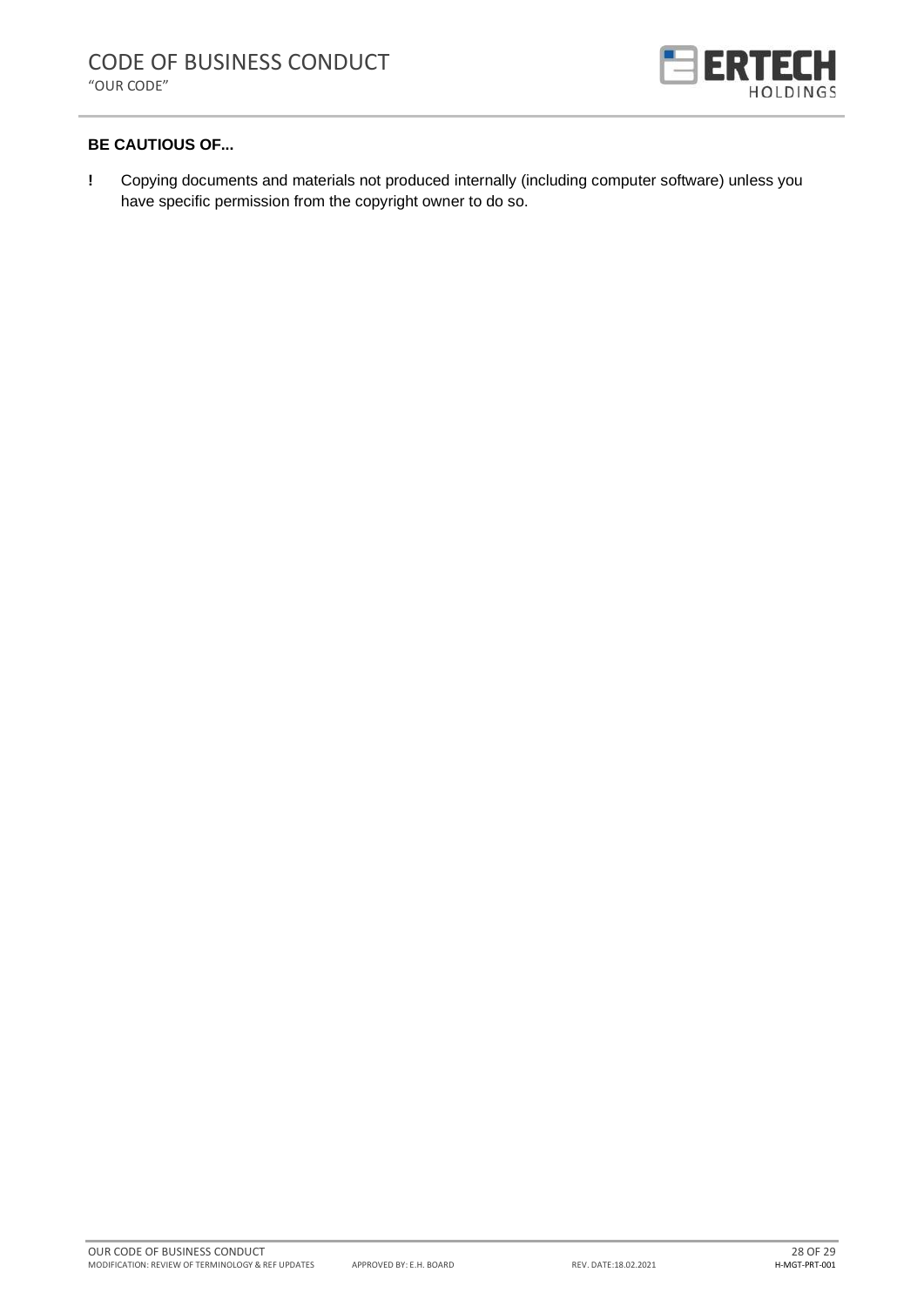**BE CAUTIOUS OF...**

! Copying documents and materials not produced internally (including computer software) unless you have specific permission from the copyright owner to do so.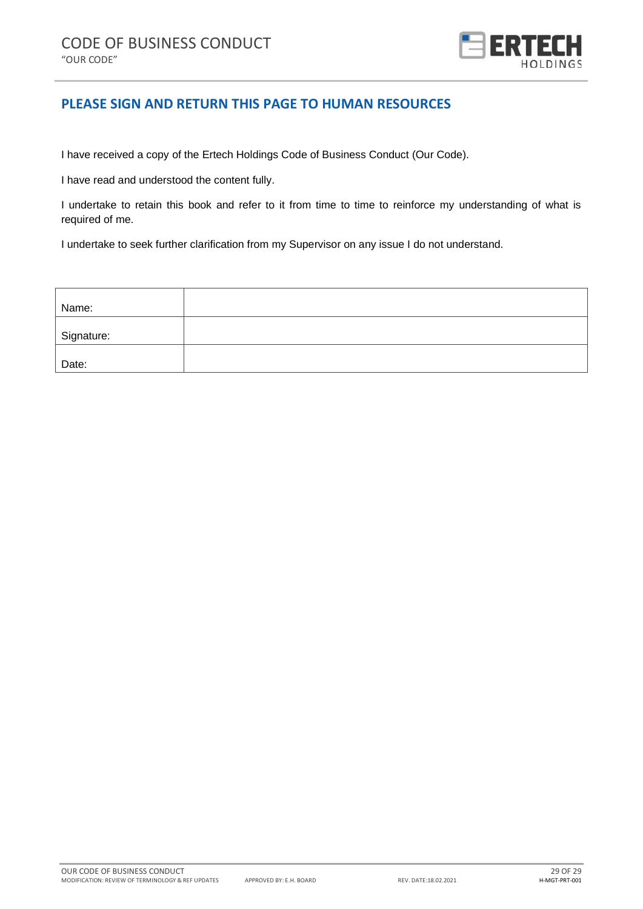## PLEASE SIGN AND RETURN THIS PAGE TO HUMAN RESOURCES

I have received a copy of the Ertech Holdings Code of Business Conduct (Our Code).

I have read and understood the content fully.

I undertake to retain this book and refer to it from time to time to reinforce my understanding of what is required of me.

I undertake to seek further clarification from my Supervisor on any issue I do not understand.

| | |
|---|---|
| Name: | |
| Signature: | |
| Date: | |